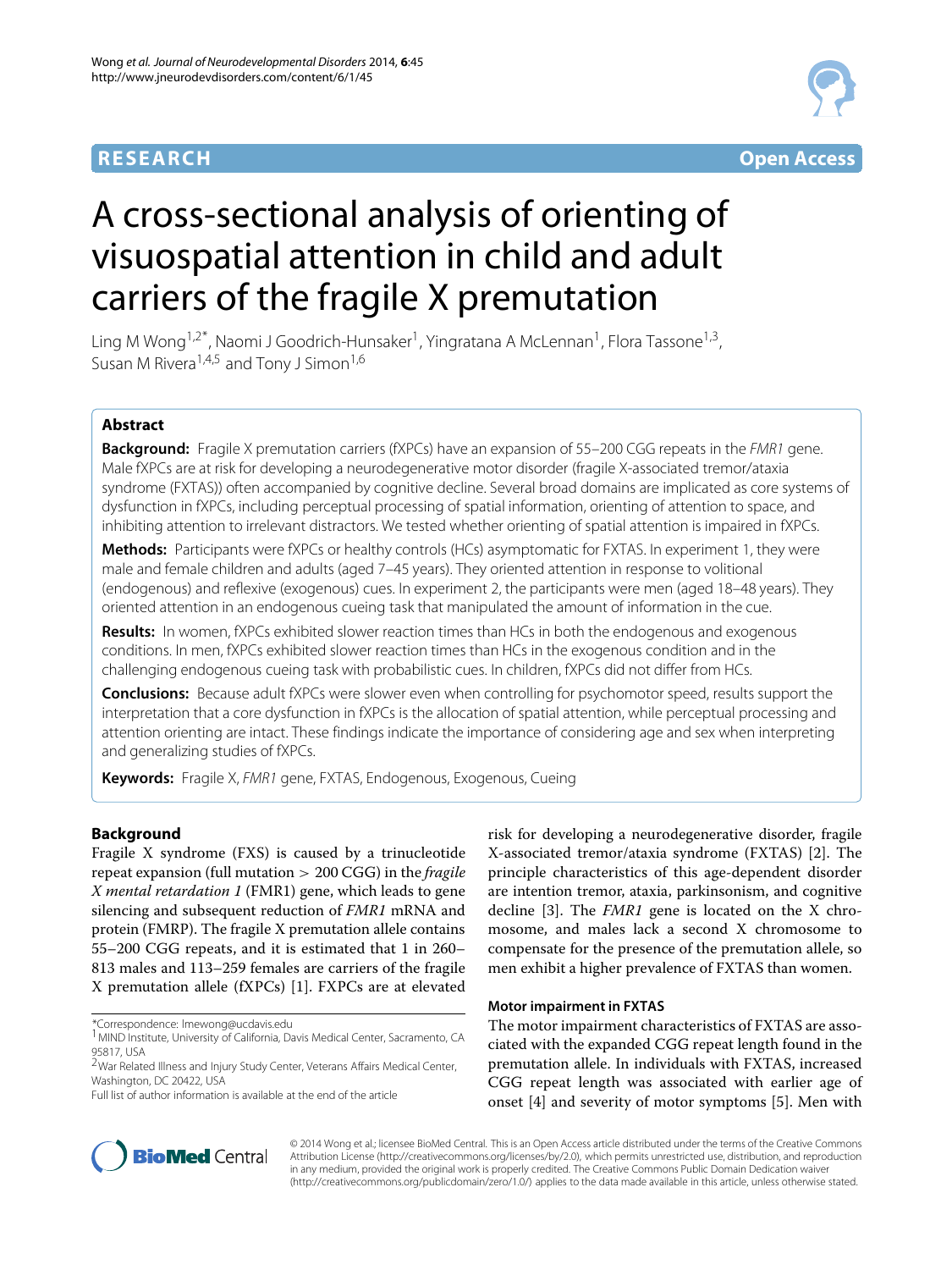RESEARCH

Open Access

# A cross-sectional analysis of orienting of visuospatial attention in child and adult carriers of the fragile X premutation

Ling M Wong[1,2*], Naomi J Goodrich-Hunsaker[1], Yingratana A McLennan[1], Flora Tassone[1,3], Susan M Rivera[1,4,5] and Tony J Simon[1,6]

## Abstract

**Background:** Fragile X premutation carriers (fXPCs) have an expansion of 55–200 CGG repeats in the *FMR1* gene. Male fXPCs are at risk for developing a neurodegenerative motor disorder (fragile X-associated tremor/ataxia syndrome (FXTAS)) often accompanied by cognitive decline. Several broad domains are implicated as core systems of dysfunction in fXPCs, including perceptual processing of spatial information, orienting of attention to space, and inhibiting attention to irrelevant distractors. We tested whether orienting of spatial attention is impaired in fXPCs.

**Methods:** Participants were fXPCs or healthy controls (HCs) asymptomatic for FXTAS. In experiment 1, they were male and female children and adults (aged 7–45 years). They oriented attention in response to volitional (endogenous) and reflexive (exogenous) cues. In experiment 2, the participants were men (aged 18–48 years). They oriented attention in an endogenous cueing task that manipulated the amount of information in the cue.

**Results:** In women, fXPCs exhibited slower reaction times than HCs in both the endogenous and exogenous conditions. In men, fXPCs exhibited slower reaction times than HCs in the exogenous condition and in the challenging endogenous cueing task with probabilistic cues. In children, fXPCs did not differ from HCs.

**Conclusions:** Because adult fXPCs were slower even when controlling for psychomotor speed, results support the interpretation that a core dysfunction in fXPCs is the allocation of spatial attention, while perceptual processing and attention orienting are intact. These findings indicate the importance of considering age and sex when interpreting and generalizing studies of fXPCs.

**Keywords:** Fragile X, *FMR1* gene, FXTAS, Endogenous, Exogenous, Cueing

## Background

Fragile X syndrome (FXS) is caused by a trinucleotide repeat expansion (full mutation > 200 CGG) in the *fragile X mental retardation 1* (FMR1) gene, which leads to gene silencing and subsequent reduction of *FMR1* mRNA and protein (FMRP). The fragile X premutation allele contains 55–200 CGG repeats, and it is estimated that 1 in 260–813 males and 113–259 females are carriers of the fragile X premutation allele (fXPCs) [1]. FXPCs are at elevated risk for developing a neurodegenerative disorder, fragile X-associated tremor/ataxia syndrome (FXTAS) [2]. The principle characteristics of this age-dependent disorder are intention tremor, ataxia, parkinsonism, and cognitive decline [3]. The *FMR1* gene is located on the X chromosome, and males lack a second X chromosome to compensate for the presence of the premutation allele, so men exhibit a higher prevalence of FXTAS than women.

### Motor impairment in FXTAS

The motor impairment characteristics of FXTAS are associated with the expanded CGG repeat length found in the premutation allele. In individuals with FXTAS, increased CGG repeat length was associated with earlier age of onset [4] and severity of motor symptoms [5]. Men with

*Correspondence: lmewong@ucdavis.edu
[1] MIND Institute, University of California, Davis Medical Center, Sacramento, CA 95817, USA
[2] War Related Illness and Injury Study Center, Veterans Affairs Medical Center, Washington, DC 20422, USA
Full list of author information is available at the end of the article

© 2014 Wong et al.; licensee BioMed Central. This is an Open Access article distributed under the terms of the Creative Commons Attribution License (http://creativecommons.org/licenses/by/2.0), which permits unrestricted use, distribution, and reproduction in any medium, provided the original work is properly credited. The Creative Commons Public Domain Dedication waiver (http://creativecommons.org/publicdomain/zero/1.0/) applies to the data made available in this article, unless otherwise stated.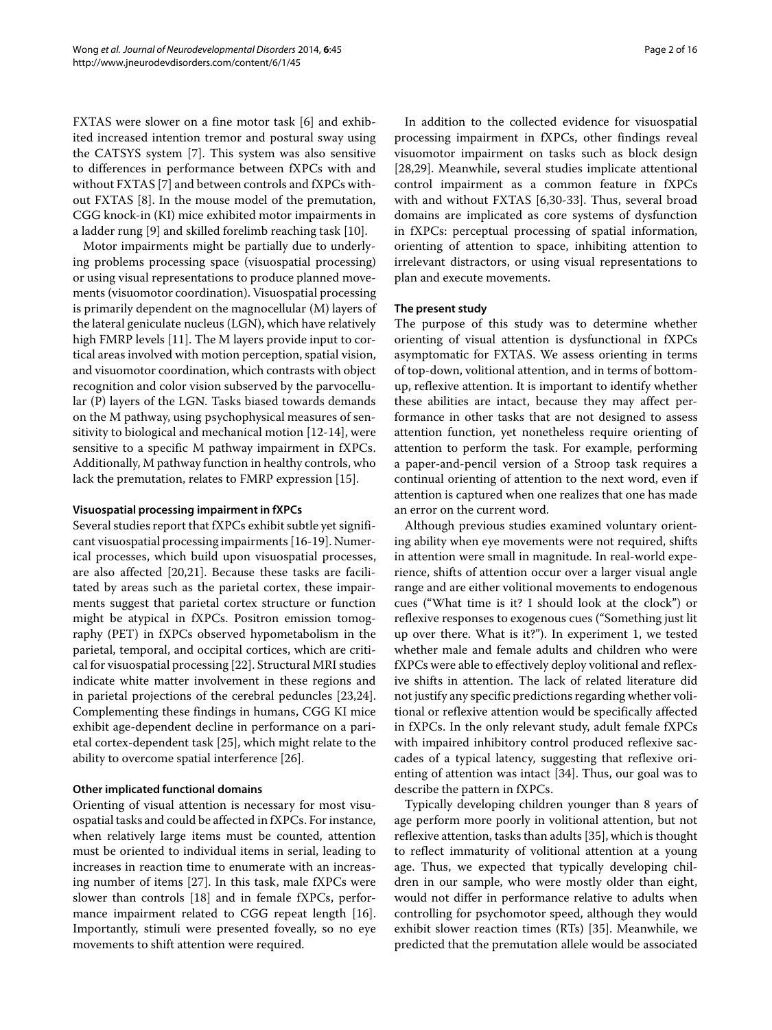FXTAS were slower on a fine motor task [6] and exhibited increased intention tremor and postural sway using the CATSYS system [7]. This system was also sensitive to differences in performance between fXPCs with and without FXTAS [7] and between controls and fXPCs without FXTAS [8]. In the mouse model of the premutation, CGG knock-in (KI) mice exhibited motor impairments in a ladder rung [9] and skilled forelimb reaching task [10].

Motor impairments might be partially due to underlying problems processing space (visuospatial processing) or using visual representations to produce planned movements (visuomotor coordination). Visuospatial processing is primarily dependent on the magnocellular (M) layers of the lateral geniculate nucleus (LGN), which have relatively high FMRP levels [11]. The M layers provide input to cortical areas involved with motion perception, spatial vision, and visuomotor coordination, which contrasts with object recognition and color vision subserved by the parvocellular (P) layers of the LGN. Tasks biased towards demands on the M pathway, using psychophysical measures of sensitivity to biological and mechanical motion [12-14], were sensitive to a specific M pathway impairment in fXPCs. Additionally, M pathway function in healthy controls, who lack the premutation, relates to FMRP expression [15].

### Visuospatial processing impairment in fXPCs

Several studies report that fXPCs exhibit subtle yet significant visuospatial processing impairments [16-19]. Numerical processes, which build upon visuospatial processes, are also affected [20,21]. Because these tasks are facilitated by areas such as the parietal cortex, these impairments suggest that parietal cortex structure or function might be atypical in fXPCs. Positron emission tomography (PET) in fXPCs observed hypometabolism in the parietal, temporal, and occipital cortices, which are critical for visuospatial processing [22]. Structural MRI studies indicate white matter involvement in these regions and in parietal projections of the cerebral peduncles [23,24]. Complementing these findings in humans, CGG KI mice exhibit age-dependent decline in performance on a parietal cortex-dependent task [25], which might relate to the ability to overcome spatial interference [26].

### Other implicated functional domains

Orienting of visual attention is necessary for most visuospatial tasks and could be affected in fXPCs. For instance, when relatively large items must be counted, attention must be oriented to individual items in serial, leading to increases in reaction time to enumerate with an increasing number of items [27]. In this task, male fXPCs were slower than controls [18] and in female fXPCs, performance impairment related to CGG repeat length [16]. Importantly, stimuli were presented foveally, so no eye movements to shift attention were required.

In addition to the collected evidence for visuospatial processing impairment in fXPCs, other findings reveal visuomotor impairment on tasks such as block design [28,29]. Meanwhile, several studies implicate attentional control impairment as a common feature in fXPCs with and without FXTAS [6,30-33]. Thus, several broad domains are implicated as core systems of dysfunction in fXPCs: perceptual processing of spatial information, orienting of attention to space, inhibiting attention to irrelevant distractors, or using visual representations to plan and execute movements.

### The present study

The purpose of this study was to determine whether orienting of visual attention is dysfunctional in fXPCs asymptomatic for FXTAS. We assess orienting in terms of top-down, volitional attention, and in terms of bottom-up, reflexive attention. It is important to identify whether these abilities are intact, because they may affect performance in other tasks that are not designed to assess attention function, yet nonetheless require orienting of attention to perform the task. For example, performing a paper-and-pencil version of a Stroop task requires a continual orienting of attention to the next word, even if attention is captured when one realizes that one has made an error on the current word.

Although previous studies examined voluntary orienting ability when eye movements were not required, shifts in attention were small in magnitude. In real-world experience, shifts of attention occur over a larger visual angle range and are either volitional movements to endogenous cues ("What time is it? I should look at the clock") or reflexive responses to exogenous cues ("Something just lit up over there. What is it?"). In experiment 1, we tested whether male and female adults and children who were fXPCs were able to effectively deploy volitional and reflexive shifts in attention. The lack of related literature did not justify any specific predictions regarding whether volitional or reflexive attention would be specifically affected in fXPCs. In the only relevant study, adult female fXPCs with impaired inhibitory control produced reflexive saccades of a typical latency, suggesting that reflexive orienting of attention was intact [34]. Thus, our goal was to describe the pattern in fXPCs.

Typically developing children younger than 8 years of age perform more poorly in volitional attention, but not reflexive attention, tasks than adults [35], which is thought to reflect immaturity of volitional attention at a young age. Thus, we expected that typically developing children in our sample, who were mostly older than eight, would not differ in performance relative to adults when controlling for psychomotor speed, although they would exhibit slower reaction times (RTs) [35]. Meanwhile, we predicted that the premutation allele would be associated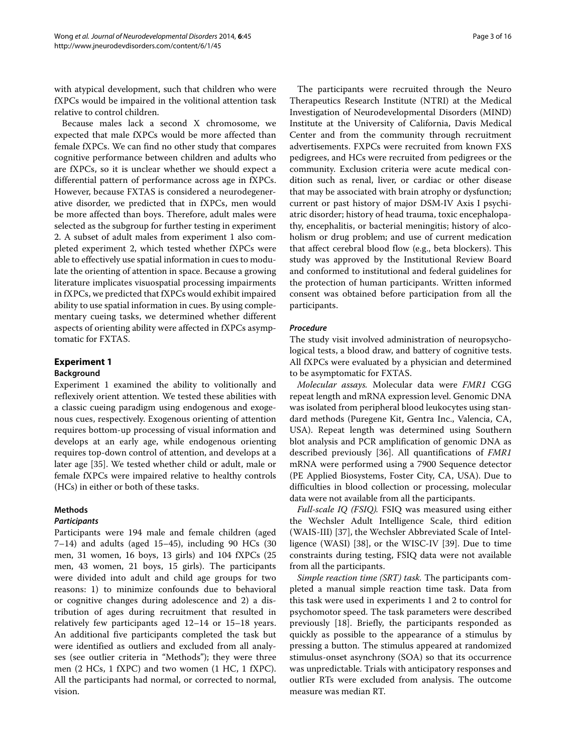with atypical development, such that children who were fXPCs would be impaired in the volitional attention task relative to control children.

Because males lack a second X chromosome, we expected that male fXPCs would be more affected than female fXPCs. We can find no other study that compares cognitive performance between children and adults who are fXPCs, so it is unclear whether we should expect a differential pattern of performance across age in fXPCs. However, because FXTAS is considered a neurodegenerative disorder, we predicted that in fXPCs, men would be more affected than boys. Therefore, adult males were selected as the subgroup for further testing in experiment 2. A subset of adult males from experiment 1 also completed experiment 2, which tested whether fXPCs were able to effectively use spatial information in cues to modulate the orienting of attention in space. Because a growing literature implicates visuospatial processing impairments in fXPCs, we predicted that fXPCs would exhibit impaired ability to use spatial information in cues. By using complementary cueing tasks, we determined whether different aspects of orienting ability were affected in fXPCs asymptomatic for FXTAS.

## Experiment 1

### Background

Experiment 1 examined the ability to volitionally and reflexively orient attention. We tested these abilities with a classic cueing paradigm using endogenous and exogenous cues, respectively. Exogenous orienting of attention requires bottom-up processing of visual information and develops at an early age, while endogenous orienting requires top-down control of attention, and develops at a later age [35]. We tested whether child or adult, male or female fXPCs were impaired relative to healthy controls (HCs) in either or both of these tasks.

### Methods

#### *Participants*

Participants were 194 male and female children (aged 7–14) and adults (aged 15–45), including 90 HCs (30 men, 31 women, 16 boys, 13 girls) and 104 fXPCs (25 men, 43 women, 21 boys, 15 girls). The participants were divided into adult and child age groups for two reasons: 1) to minimize confounds due to behavioral or cognitive changes during adolescence and 2) a distribution of ages during recruitment that resulted in relatively few participants aged 12–14 or 15–18 years. An additional five participants completed the task but were identified as outliers and excluded from all analyses (see outlier criteria in "Methods"); they were three men (2 HCs, 1 fXPC) and two women (1 HC, 1 fXPC). All the participants had normal, or corrected to normal, vision.

The participants were recruited through the Neuro Therapeutics Research Institute (NTRI) at the Medical Investigation of Neurodevelopmental Disorders (MIND) Institute at the University of California, Davis Medical Center and from the community through recruitment advertisements. FXPCs were recruited from known FXS pedigrees, and HCs were recruited from pedigrees or the community. Exclusion criteria were acute medical condition such as renal, liver, or cardiac or other disease that may be associated with brain atrophy or dysfunction; current or past history of major DSM-IV Axis I psychiatric disorder; history of head trauma, toxic encephalopathy, encephalitis, or bacterial meningitis; history of alcoholism or drug problem; and use of current medication that affect cerebral blood flow (e.g., beta blockers). This study was approved by the Institutional Review Board and conformed to institutional and federal guidelines for the protection of human participants. Written informed consent was obtained before participation from all the participants.

#### *Procedure*

The study visit involved administration of neuropsychological tests, a blood draw, and battery of cognitive tests. All fXPCs were evaluated by a physician and determined to be asymptomatic for FXTAS.

*Molecular assays.* Molecular data were *FMR1* CGG repeat length and mRNA expression level. Genomic DNA was isolated from peripheral blood leukocytes using standard methods (Puregene Kit, Gentra Inc., Valencia, CA, USA). Repeat length was determined using Southern blot analysis and PCR amplification of genomic DNA as described previously [36]. All quantifications of *FMR1* mRNA were performed using a 7900 Sequence detector (PE Applied Biosystems, Foster City, CA, USA). Due to difficulties in blood collection or processing, molecular data were not available from all the participants.

*Full-scale IQ (FSIQ).* FSIQ was measured using either the Wechsler Adult Intelligence Scale, third edition (WAIS-III) [37], the Wechsler Abbreviated Scale of Intelligence (WASI) [38], or the WISC-IV [39]. Due to time constraints during testing, FSIQ data were not available from all the participants.

*Simple reaction time (SRT) task.* The participants completed a manual simple reaction time task. Data from this task were used in experiments 1 and 2 to control for psychomotor speed. The task parameters were described previously [18]. Briefly, the participants responded as quickly as possible to the appearance of a stimulus by pressing a button. The stimulus appeared at randomized stimulus-onset asynchrony (SOA) so that its occurrence was unpredictable. Trials with anticipatory responses and outlier RTs were excluded from analysis. The outcome measure was median RT.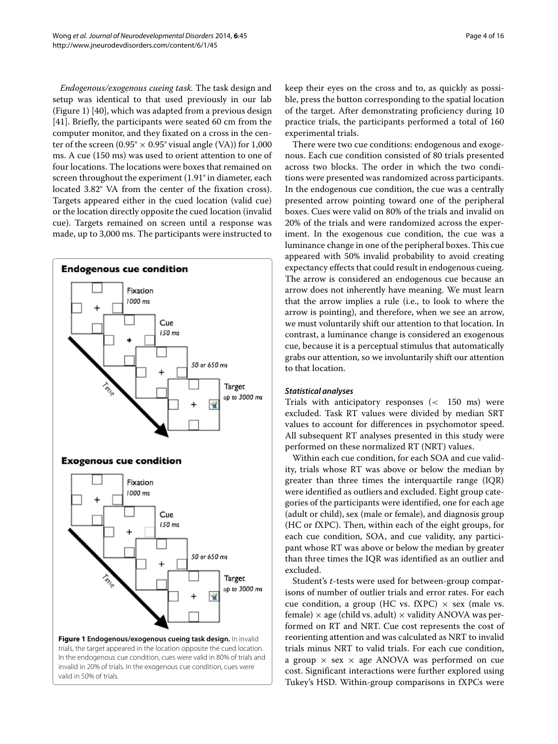*Endogenous/exogenous cueing task.* The task design and setup was identical to that used previously in our lab (Figure 1) [40], which was adapted from a previous design [41]. Briefly, the participants were seated 60 cm from the computer monitor, and they fixated on a cross in the center of the screen (0.95° × 0.95° visual angle (VA)) for 1,000 ms. A cue (150 ms) was used to orient attention to one of four locations. The locations were boxes that remained on screen throughout the experiment (1.91° in diameter, each located 3.82° VA from the center of the fixation cross). Targets appeared either in the cued location (valid cue) or the location directly opposite the cued location (invalid cue). Targets remained on screen until a response was made, up to 3,000 ms. The participants were instructed to keep their eyes on the cross and to, as quickly as possible, press the button corresponding to the spatial location of the target. After demonstrating proficiency during 10 practice trials, the participants performed a total of 160 experimental trials.

**Endogenous cue condition**

Fixation
1000 ms
Cue
150 ms
50 or 650 ms
Target
up to 3000 ms
Time

**Exogenous cue condition**

Fixation
1000 ms
Cue
150 ms
50 or 650 ms
Target
up to 3000 ms
Time

**Figure 1 Endogenous/exogenous cueing task design.** In invalid trials, the target appeared in the location opposite the cued location. In the endogenous cue condition, cues were valid in 80% of trials and invalid in 20% of trials. In the exogenous cue condition, cues were valid in 50% of trials.

There were two cue conditions: endogenous and exogenous. Each cue condition consisted of 80 trials presented across two blocks. The order in which the two conditions were presented was randomized across participants. In the endogenous cue condition, the cue was a centrally presented arrow pointing toward one of the peripheral boxes. Cues were valid on 80% of the trials and invalid on 20% of the trials and were randomized across the experiment. In the exogenous cue condition, the cue was a luminance change in one of the peripheral boxes. This cue appeared with 50% invalid probability to avoid creating expectancy effects that could result in endogenous cueing. The arrow is considered an endogenous cue because an arrow does not inherently have meaning. We must learn that the arrow implies a rule (i.e., to look to where the arrow is pointing), and therefore, when we see an arrow, we must voluntarily shift our attention to that location. In contrast, a luminance change is considered an exogenous cue, because it is a perceptual stimulus that automatically grabs our attention, so we involuntarily shift our attention to that location.

#### *Statistical analyses*

Trials with anticipatory responses (< 150 ms) were excluded. Task RT values were divided by median SRT values to account for differences in psychomotor speed. All subsequent RT analyses presented in this study were performed on these normalized RT (NRT) values.

Within each cue condition, for each SOA and cue validity, trials whose RT was above or below the median by greater than three times the interquartile range (IQR) were identified as outliers and excluded. Eight group categories of the participants were identified, one for each age (adult or child), sex (male or female), and diagnosis group (HC or fXPC). Then, within each of the eight groups, for each cue condition, SOA, and cue validity, any participant whose RT was above or below the median by greater than three times the IQR was identified as an outlier and excluded.

Student's *t*-tests were used for between-group comparisons of number of outlier trials and error rates. For each cue condition, a group (HC vs. fXPC) × sex (male vs. female) × age (child vs. adult) × validity ANOVA was performed on RT and NRT. Cue cost represents the cost of reorienting attention and was calculated as NRT to invalid trials minus NRT to valid trials. For each cue condition, a group × sex × age ANOVA was performed on cue cost. Significant interactions were further explored using Tukey's HSD. Within-group comparisons in fXPCs were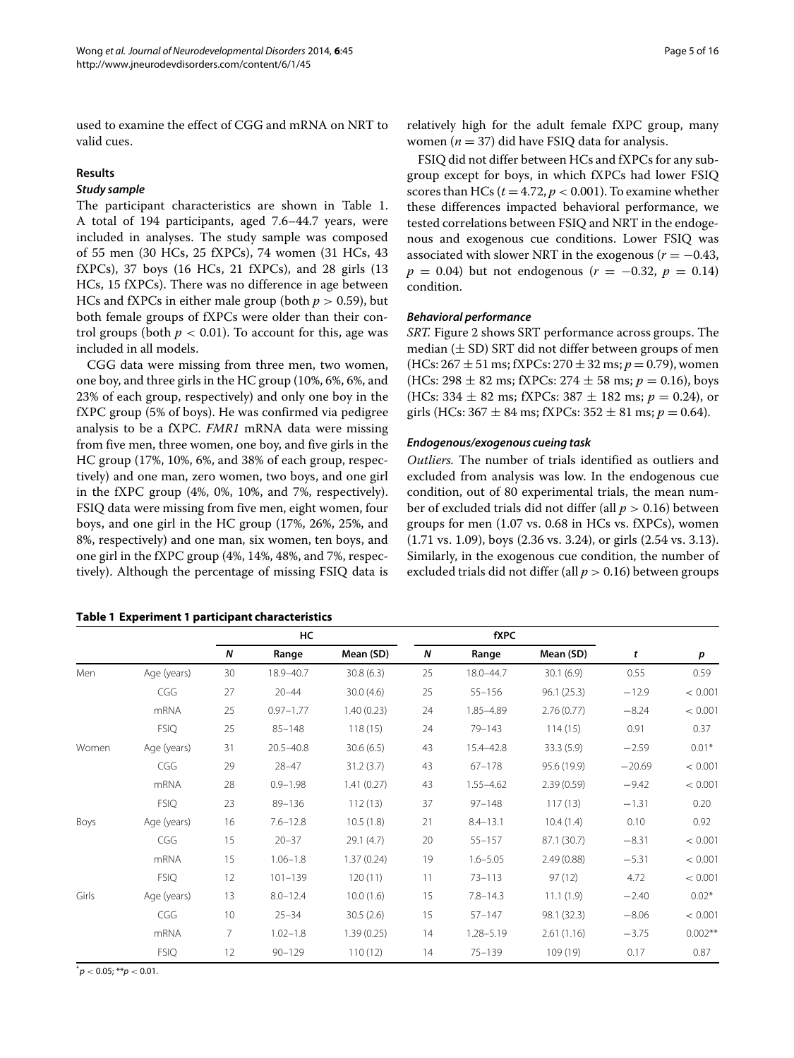used to examine the effect of CGG and mRNA on NRT to valid cues.

## Results

### Study sample

The participant characteristics are shown in Table 1. A total of 194 participants, aged 7.6–44.7 years, were included in analyses. The study sample was composed of 55 men (30 HCs, 25 fXPCs), 74 women (31 HCs, 43 fXPCs), 37 boys (16 HCs, 21 fXPCs), and 28 girls (13 HCs, 15 fXPCs). There was no difference in age between HCs and fXPCs in either male group (both $p > 0.59$), but both female groups of fXPCs were older than their control groups (both $p < 0.01$). To account for this, age was included in all models.

CGG data were missing from three men, two women, one boy, and three girls in the HC group (10%, 6%, 6%, and 23% of each group, respectively) and only one boy in the fXPC group (5% of boys). He was confirmed via pedigree analysis to be a fXPC. *FMR1* mRNA data were missing from five men, three women, one boy, and five girls in the HC group (17%, 10%, 6%, and 38% of each group, respectively) and one man, zero women, two boys, and one girl in the fXPC group (4%, 0%, 10%, and 7%, respectively). FSIQ data were missing from five men, eight women, four boys, and one girl in the HC group (17%, 26%, 25%, and 8%, respectively) and one man, six women, ten boys, and one girl in the fXPC group (4%, 14%, 48%, and 7%, respectively). Although the percentage of missing FSIQ data is relatively high for the adult female fXPC group, many women ($n = 37$) did have FSIQ data for analysis.

FSIQ did not differ between HCs and fXPCs for any subgroup except for boys, in which fXPCs had lower FSIQ scores than HCs ($t = 4.72$, $p < 0.001$). To examine whether these differences impacted behavioral performance, we tested correlations between FSIQ and NRT in the endogenous and exogenous cue conditions. Lower FSIQ was associated with slower NRT in the exogenous ($r = -0.43$, $p = 0.04$) but not endogenous ($r = -0.32$, $p = 0.14$) condition.

### Behavioral performance

*SRT.* Figure 2 shows SRT performance across groups. The median (± SD) SRT did not differ between groups of men (HCs: 267 ± 51 ms; fXPCs: 270 ± 32 ms; $p = 0.79$), women (HCs: 298 ± 82 ms; fXPCs: 274 ± 58 ms; $p = 0.16$), boys (HCs: 334 ± 82 ms; fXPCs: 387 ± 182 ms; $p = 0.24$), or girls (HCs: 367 ± 84 ms; fXPCs: 352 ± 81 ms; $p = 0.64$).

### Endogenous/exogenous cueing task

*Outliers.* The number of trials identified as outliers and excluded from analysis was low. In the endogenous cue condition, out of 80 experimental trials, the mean number of excluded trials did not differ (all $p > 0.16$) between groups for men (1.07 vs. 0.68 in HCs vs. fXPCs), women (1.71 vs. 1.09), boys (2.36 vs. 3.24), or girls (2.54 vs. 3.13). Similarly, in the exogenous cue condition, the number of excluded trials did not differ (all $p > 0.16$) between groups

**Table 1 Experiment 1 participant characteristics**

| | | HC | | | fXPC | | | | |
|---|---|---|---|---|---|---|---|---|---|
| | | *N* | Range | Mean (SD) | *N* | Range | Mean (SD) | *t* | *p* |
| Men | Age (years) | 30 | 18.9–40.7 | 30.8 (6.3) | 25 | 18.0–44.7 | 30.1 (6.9) | 0.55 | 0.59 |
| | CGG | 27 | 20–44 | 30.0 (4.6) | 25 | 55–156 | 96.1 (25.3) | −12.9 | < 0.001 |
| | mRNA | 25 | 0.97–1.77 | 1.40 (0.23) | 24 | 1.85–4.89 | 2.76 (0.77) | −8.24 | < 0.001 |
| | FSIQ | 25 | 85–148 | 118 (15) | 24 | 79–143 | 114 (15) | 0.91 | 0.37 |
| Women | Age (years) | 31 | 20.5–40.8 | 30.6 (6.5) | 43 | 15.4–42.8 | 33.3 (5.9) | −2.59 | 0.01* |
| | CGG | 29 | 28–47 | 31.2 (3.7) | 43 | 67–178 | 95.6 (19.9) | −20.69 | < 0.001 |
| | mRNA | 28 | 0.9–1.98 | 1.41 (0.27) | 43 | 1.55–4.62 | 2.39 (0.59) | −9.42 | < 0.001 |
| | FSIQ | 23 | 89–136 | 112 (13) | 37 | 97–148 | 117 (13) | −1.31 | 0.20 |
| Boys | Age (years) | 16 | 7.6–12.8 | 10.5 (1.8) | 21 | 8.4–13.1 | 10.4 (1.4) | 0.10 | 0.92 |
| | CGG | 15 | 20–37 | 29.1 (4.7) | 20 | 55–157 | 87.1 (30.7) | −8.31 | < 0.001 |
| | mRNA | 15 | 1.06–1.8 | 1.37 (0.24) | 19 | 1.6–5.05 | 2.49 (0.88) | −5.31 | < 0.001 |
| | FSIQ | 12 | 101–139 | 120 (11) | 11 | 73–113 | 97 (12) | 4.72 | < 0.001 |
| Girls | Age (years) | 13 | 8.0–12.4 | 10.0 (1.6) | 15 | 7.8–14.3 | 11.1 (1.9) | −2.40 | 0.02* |
| | CGG | 10 | 25–34 | 30.5 (2.6) | 15 | 57–147 | 98.1 (32.3) | −8.06 | < 0.001 |
| | mRNA | 7 | 1.02–1.8 | 1.39 (0.25) | 14 | 1.28–5.19 | 2.61 (1.16) | −3.75 | 0.002** |
| | FSIQ | 12 | 90–129 | 110 (12) | 14 | 75–139 | 109 (19) | 0.17 | 0.87 |

*$p < 0.05$; **$p < 0.01$.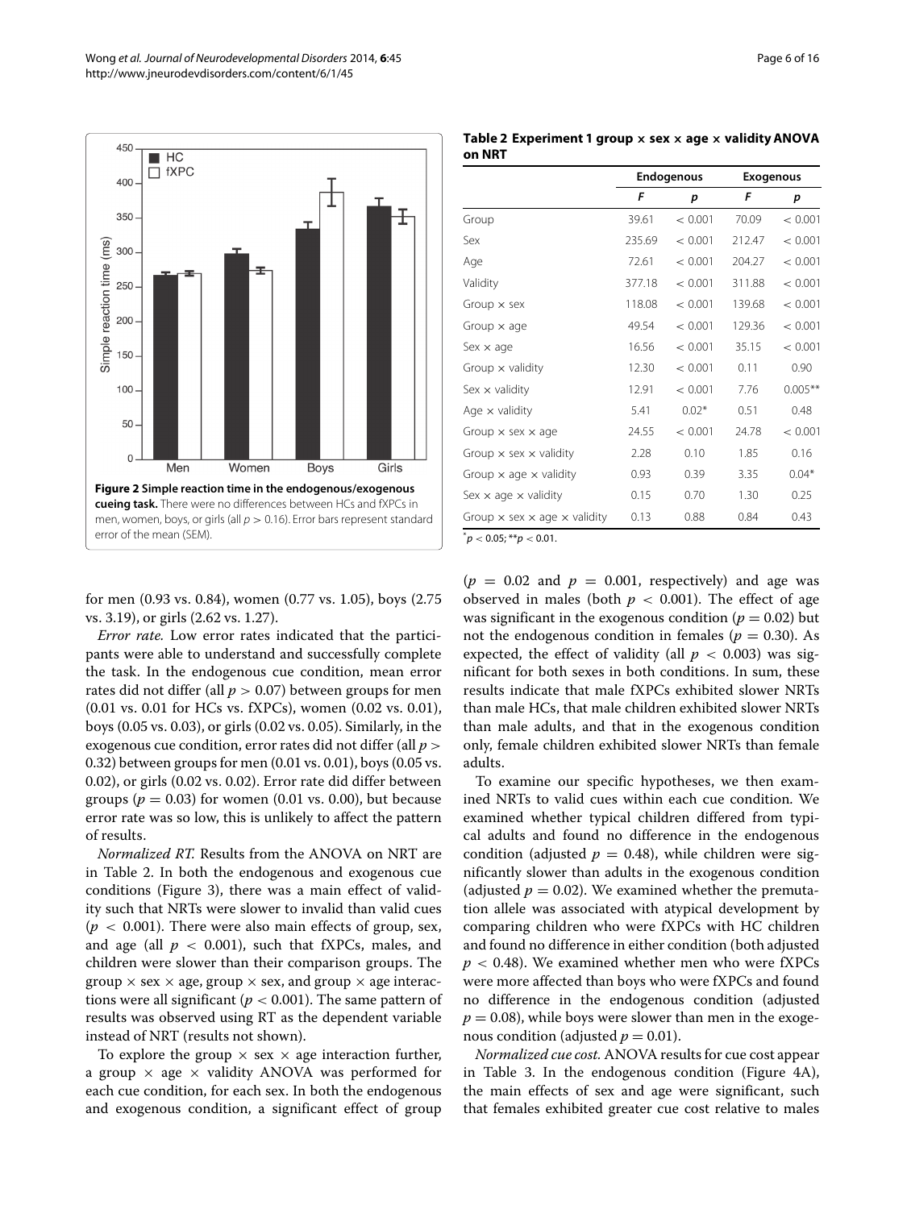450

HC

fXPC

400

350

300

250

200

150

100

50

0

Simple reaction time (ms)

Men

Women

Boys

Girls

**Figure 2 Simple reaction time in the endogenous/exogenous cueing task.** There were no differences between HCs and fXPCs in men, women, boys, or girls (all $p > 0.16$). Error bars represent standard error of the mean (SEM).

**Table 2 Experiment 1 group × sex × age × validity ANOVA on NRT**

| | Endogenous | | Exogenous | |
|---|---|---|---|---|
| | *F* | *p* | *F* | *p* |
| Group | 39.61 | < 0.001 | 70.09 | < 0.001 |
| Sex | 235.69 | < 0.001 | 212.47 | < 0.001 |
| Age | 72.61 | < 0.001 | 204.27 | < 0.001 |
| Validity | 377.18 | < 0.001 | 311.88 | < 0.001 |
| Group × sex | 118.08 | < 0.001 | 139.68 | < 0.001 |
| Group × age | 49.54 | < 0.001 | 129.36 | < 0.001 |
| Sex × age | 16.56 | < 0.001 | 35.15 | < 0.001 |
| Group × validity | 12.30 | < 0.001 | 0.11 | 0.90 |
| Sex × validity | 12.91 | < 0.001 | 7.76 | 0.005** |
| Age × validity | 5.41 | 0.02* | 0.51 | 0.48 |
| Group × sex × age | 24.55 | < 0.001 | 24.78 | < 0.001 |
| Group × sex × validity | 2.28 | 0.10 | 1.85 | 0.16 |
| Group × age × validity | 0.93 | 0.39 | 3.35 | 0.04* |
| Sex × age × validity | 0.15 | 0.70 | 1.30 | 0.25 |
| Group × sex × age × validity | 0.13 | 0.88 | 0.84 | 0.43 |

*$p < 0.05$; **$p < 0.01$.

for men (0.93 vs. 0.84), women (0.77 vs. 1.05), boys (2.75 vs. 3.19), or girls (2.62 vs. 1.27).

*Error rate.* Low error rates indicated that the participants were able to understand and successfully complete the task. In the endogenous cue condition, mean error rates did not differ (all $p > 0.07$) between groups for men (0.01 vs. 0.01 for HCs vs. fXPCs), women (0.02 vs. 0.01), boys (0.05 vs. 0.03), or girls (0.02 vs. 0.05). Similarly, in the exogenous cue condition, error rates did not differ (all $p > 0.32$) between groups for men (0.01 vs. 0.01), boys (0.05 vs. 0.02), or girls (0.02 vs. 0.02). Error rate did differ between groups ($p = 0.03$) for women (0.01 vs. 0.00), but because error rate was so low, this is unlikely to affect the pattern of results.

*Normalized RT.* Results from the ANOVA on NRT are in Table 2. In both the endogenous and exogenous cue conditions (Figure 3), there was a main effect of validity such that NRTs were slower to invalid than valid cues ($p < 0.001$). There were also main effects of group, sex, and age (all $p < 0.001$), such that fXPCs, males, and children were slower than their comparison groups. The group × sex × age, group × sex, and group × age interactions were all significant ($p < 0.001$). The same pattern of results was observed using RT as the dependent variable instead of NRT (results not shown).

To explore the group × sex × age interaction further, a group × age × validity ANOVA was performed for each cue condition, for each sex. In both the endogenous and exogenous condition, a significant effect of group ($p = 0.02$ and $p = 0.001$, respectively) and age was observed in males (both $p < 0.001$). The effect of age was significant in the exogenous condition ($p = 0.02$) but not the endogenous condition in females ($p = 0.30$). As expected, the effect of validity (all $p < 0.003$) was significant for both sexes in both conditions. In sum, these results indicate that male fXPCs exhibited slower NRTs than male HCs, that male children exhibited slower NRTs than male adults, and that in the exogenous condition only, female children exhibited slower NRTs than female adults.

To examine our specific hypotheses, we then examined NRTs to valid cues within each cue condition. We examined whether typical children differed from typical adults and found no difference in the endogenous condition (adjusted $p = 0.48$), while children were significantly slower than adults in the exogenous condition (adjusted $p = 0.02$). We examined whether the premutation allele was associated with atypical development by comparing children who were fXPCs with HC children and found no difference in either condition (both adjusted $p < 0.48$). We examined whether men who were fXPCs were more affected than boys who were fXPCs and found no difference in the endogenous condition (adjusted $p = 0.08$), while boys were slower than men in the exogenous condition (adjusted $p = 0.01$).

*Normalized cue cost.* ANOVA results for cue cost appear in Table 3. In the endogenous condition (Figure 4A), the main effects of sex and age were significant, such that females exhibited greater cue cost relative to males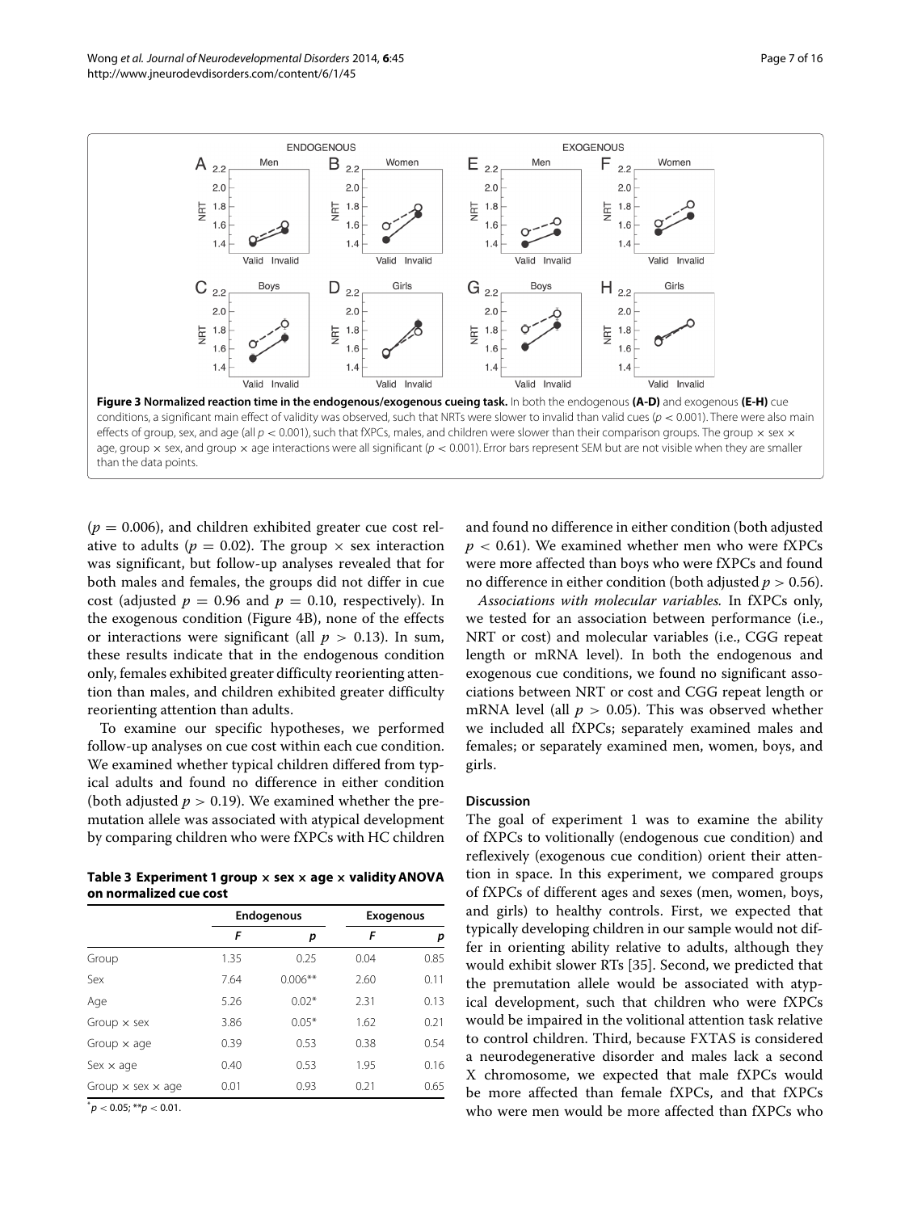ENDOGENOUS

EXOGENOUS

A Men

B Women

E Men

F Women

C Boys

D Girls

G Boys

H Girls

NRT

2.2

2.0

1.8

1.6

1.4

Valid Invalid

**Figure 3 Normalized reaction time in the endogenous/exogenous cueing task.** In both the endogenous **(A-D)** and exogenous **(E-H)** cue conditions, a significant main effect of validity was observed, such that NRTs were slower to invalid than valid cues ($p < 0.001$). There were also main effects of group, sex, and age (all $p < 0.001$), such that fXPCs, males, and children were slower than their comparison groups. The group × sex × age, group × sex, and group × age interactions were all significant ($p < 0.001$). Error bars represent SEM but are not visible when they are smaller than the data points.

($p = 0.006$), and children exhibited greater cue cost relative to adults ($p = 0.02$). The group × sex interaction was significant, but follow-up analyses revealed that for both males and females, the groups did not differ in cue cost (adjusted $p = 0.96$ and $p = 0.10$, respectively). In the exogenous condition (Figure 4B), none of the effects or interactions were significant (all $p > 0.13$). In sum, these results indicate that in the endogenous condition only, females exhibited greater difficulty reorienting attention than males, and children exhibited greater difficulty reorienting attention than adults.

To examine our specific hypotheses, we performed follow-up analyses on cue cost within each cue condition. We examined whether typical children differed from typical adults and found no difference in either condition (both adjusted $p > 0.19$). We examined whether the premutation allele was associated with atypical development by comparing children who were fXPCs with HC children and found no difference in either condition (both adjusted $p < 0.61$). We examined whether men who were fXPCs were more affected than boys who were fXPCs and found no difference in either condition (both adjusted $p > 0.56$).

**Table 3 Experiment 1 group × sex × age × validity ANOVA on normalized cue cost**

| | Endogenous | | Exogenous | |
|---|---|---|---|---|
| | *F* | *p* | *F* | *p* |
| Group | 1.35 | 0.25 | 0.04 | 0.85 |
| Sex | 7.64 | 0.006** | 2.60 | 0.11 |
| Age | 5.26 | 0.02* | 2.31 | 0.13 |
| Group × sex | 3.86 | 0.05* | 1.62 | 0.21 |
| Group × age | 0.39 | 0.53 | 0.38 | 0.54 |
| Sex × age | 0.40 | 0.53 | 1.95 | 0.16 |
| Group × sex × age | 0.01 | 0.93 | 0.21 | 0.65 |

*$p < 0.05$; **$p < 0.01$.

*Associations with molecular variables.* In fXPCs only, we tested for an association between performance (i.e., NRT or cost) and molecular variables (i.e., CGG repeat length or mRNA level). In both the endogenous and exogenous cue conditions, we found no significant associations between NRT or cost and CGG repeat length or mRNA level (all $p > 0.05$). This was observed whether we included all fXPCs; separately examined males and females; or separately examined men, women, boys, and girls.

#### Discussion

The goal of experiment 1 was to examine the ability of fXPCs to volitionally (endogenous cue condition) and reflexively (exogenous cue condition) orient their attention in space. In this experiment, we compared groups of fXPCs of different ages and sexes (men, women, boys, and girls) to healthy controls. First, we expected that typically developing children in our sample would not differ in orienting ability relative to adults, although they would exhibit slower RTs [35]. Second, we predicted that the premutation allele would be associated with atypical development, such that children who were fXPCs would be impaired in the volitional attention task relative to control children. Third, because FXTAS is considered a neurodegenerative disorder and males lack a second X chromosome, we expected that male fXPCs would be more affected than female fXPCs, and that fXPCs who were men would be more affected than fXPCs who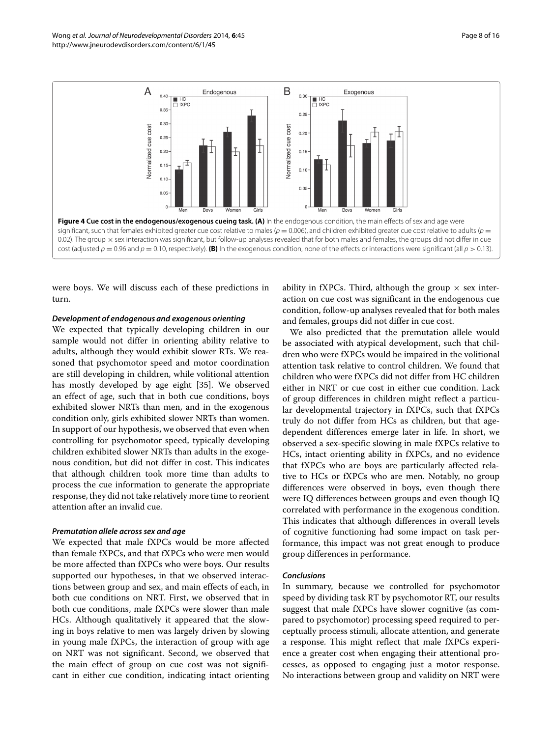A

Endogenous

Normalized cue cost

HC

fXPC

0.40

0.35

0.30

0.25

0.20

0.15

0.10

0.05

0

Men Boys Women Girls

B

Exogenous

Normalized cue cost

HC

fXPC

0.30

0.25

0.20

0.15

0.10

0.05

0

Men Boys Women Girls

**Figure 4 Cue cost in the endogenous/exogenous cueing task. (A)** In the endogenous condition, the main effects of sex and age were significant, such that females exhibited greater cue cost relative to males ($p = 0.006$), and children exhibited greater cue cost relative to adults ($p = 0.02$). The group × sex interaction was significant, but follow-up analyses revealed that for both males and females, the groups did not differ in cue cost (adjusted $p = 0.96$ and $p = 0.10$, respectively). **(B)** In the exogenous condition, none of the effects or interactions were significant (all $p > 0.13$).

were boys. We will discuss each of these predictions in turn.

***Development of endogenous and exogenous orienting***

We expected that typically developing children in our sample would not differ in orienting ability relative to adults, although they would exhibit slower RTs. We reasoned that psychomotor speed and motor coordination are still developing in children, while volitional attention has mostly developed by age eight [35]. We observed an effect of age, such that in both cue conditions, boys exhibited slower NRTs than men, and in the exogenous condition only, girls exhibited slower NRTs than women. In support of our hypothesis, we observed that even when controlling for psychomotor speed, typically developing children exhibited slower NRTs than adults in the exogenous condition, but did not differ in cost. This indicates that although children took more time than adults to process the cue information to generate the appropriate response, they did not take relatively more time to reorient attention after an invalid cue.

***Premutation allele across sex and age***

We expected that male fXPCs would be more affected than female fXPCs, and that fXPCs who were men would be more affected than fXPCs who were boys. Our results supported our hypotheses, in that we observed interactions between group and sex, and main effects of each, in both cue conditions on NRT. First, we observed that in both cue conditions, male fXPCs were slower than male HCs. Although qualitatively it appeared that the slowing in boys relative to men was largely driven by slowing in young male fXPCs, the interaction of group with age on NRT was not significant. Second, we observed that the main effect of group on cue cost was not significant in either cue condition, indicating intact orienting ability in fXPCs. Third, although the group × sex interaction on cue cost was significant in the endogenous cue condition, follow-up analyses revealed that for both males and females, groups did not differ in cue cost.

We also predicted that the premutation allele would be associated with atypical development, such that children who were fXPCs would be impaired in the volitional attention task relative to control children. We found that children who were fXPCs did not differ from HC children either in NRT or cue cost in either cue condition. Lack of group differences in children might reflect a particular developmental trajectory in fXPCs, such that fXPCs truly do not differ from HCs as children, but that age-dependent differences emerge later in life. In short, we observed a sex-specific slowing in male fXPCs relative to HCs, intact orienting ability in fXPCs, and no evidence that fXPCs who are boys are particularly affected relative to HCs or fXPCs who are men. Notably, no group differences were observed in boys, even though there were IQ differences between groups and even though IQ correlated with performance in the exogenous condition. This indicates that although differences in overall levels of cognitive functioning had some impact on task performance, this impact was not great enough to produce group differences in performance.

***Conclusions***

In summary, because we controlled for psychomotor speed by dividing task RT by psychomotor RT, our results suggest that male fXPCs have slower cognitive (as compared to psychomotor) processing speed required to perceptually process stimuli, allocate attention, and generate a response. This might reflect that male fXPCs experience a greater cost when engaging their attentional processes, as opposed to engaging just a motor response. No interactions between group and validity on NRT were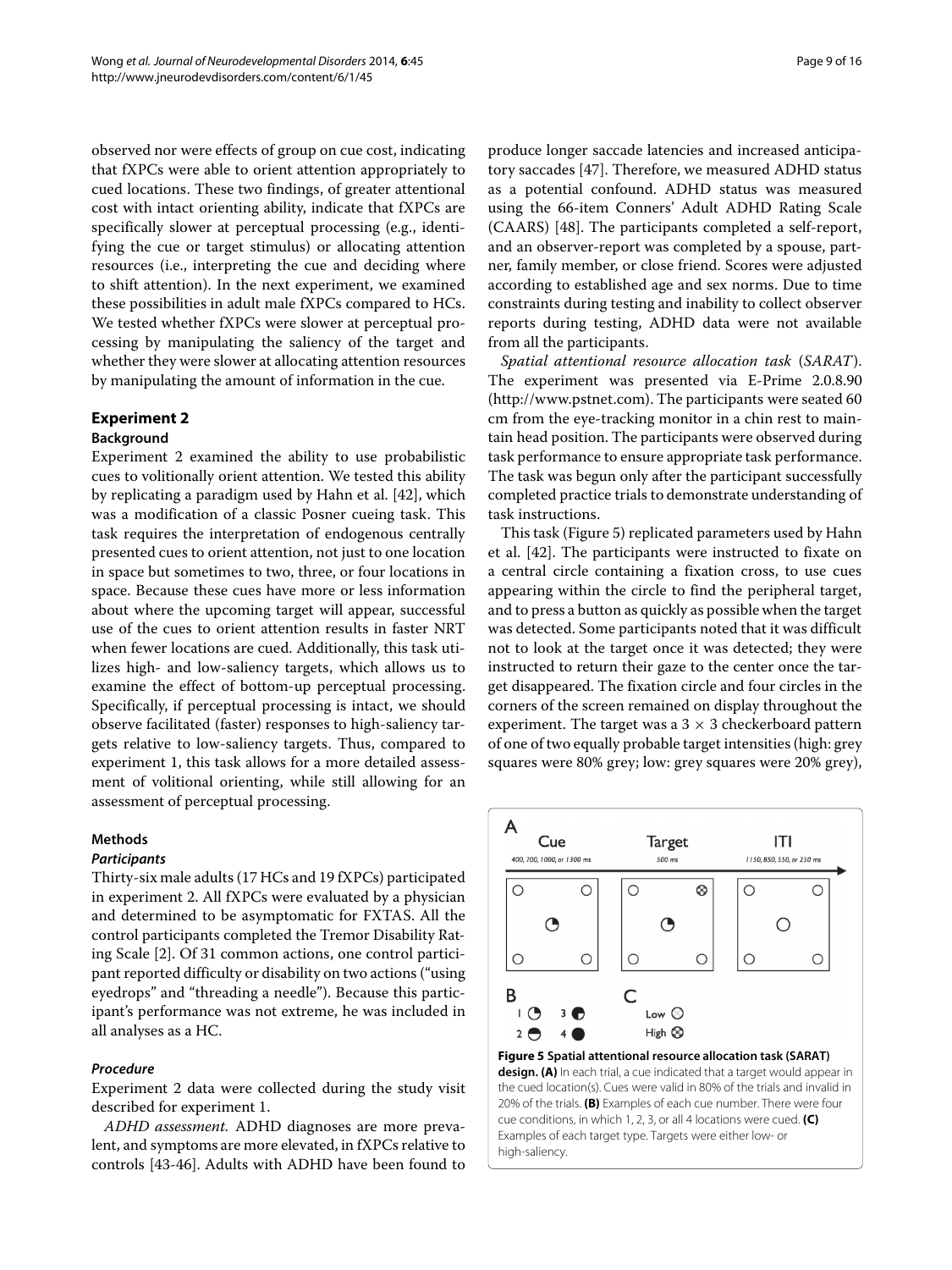observed nor were effects of group on cue cost, indicating that fXPCs were able to orient attention appropriately to cued locations. These two findings, of greater attentional cost with intact orienting ability, indicate that fXPCs are specifically slower at perceptual processing (e.g., identifying the cue or target stimulus) or allocating attention resources (i.e., interpreting the cue and deciding where to shift attention). In the next experiment, we examined these possibilities in adult male fXPCs compared to HCs. We tested whether fXPCs were slower at perceptual processing by manipulating the saliency of the target and whether they were slower at allocating attention resources by manipulating the amount of information in the cue.

## Experiment 2

### Background

Experiment 2 examined the ability to use probabilistic cues to volitionally orient attention. We tested this ability by replicating a paradigm used by Hahn et al. [42], which was a modification of a classic Posner cueing task. This task requires the interpretation of endogenous centrally presented cues to orient attention, not just to one location in space but sometimes to two, three, or four locations in space. Because these cues have more or less information about where the upcoming target will appear, successful use of the cues to orient attention results in faster NRT when fewer locations are cued. Additionally, this task utilizes high- and low-saliency targets, which allows us to examine the effect of bottom-up perceptual processing. Specifically, if perceptual processing is intact, we should observe facilitated (faster) responses to high-saliency targets relative to low-saliency targets. Thus, compared to experiment 1, this task allows for a more detailed assessment of volitional orienting, while still allowing for an assessment of perceptual processing.

### Methods

#### *Participants*

Thirty-six male adults (17 HCs and 19 fXPCs) participated in experiment 2. All fXPCs were evaluated by a physician and determined to be asymptomatic for FXTAS. All the control participants completed the Tremor Disability Rating Scale [2]. Of 31 common actions, one control participant reported difficulty or disability on two actions ("using eyedrops" and "threading a needle"). Because this participant's performance was not extreme, he was included in all analyses as a HC.

#### *Procedure*

Experiment 2 data were collected during the study visit described for experiment 1.

*ADHD assessment.* ADHD diagnoses are more prevalent, and symptoms are more elevated, in fXPCs relative to controls [43-46]. Adults with ADHD have been found to produce longer saccade latencies and increased anticipatory saccades [47]. Therefore, we measured ADHD status as a potential confound. ADHD status was measured using the 66-item Conners' Adult ADHD Rating Scale (CAARS) [48]. The participants completed a self-report, and an observer-report was completed by a spouse, partner, family member, or close friend. Scores were adjusted according to established age and sex norms. Due to time constraints during testing and inability to collect observer reports during testing, ADHD data were not available from all the participants.

*Spatial attentional resource allocation task* (*SARAT*). The experiment was presented via E-Prime 2.0.8.90 (http://www.pstnet.com). The participants were seated 60 cm from the eye-tracking monitor in a chin rest to maintain head position. The participants were observed during task performance to ensure appropriate task performance. The task was begun only after the participant successfully completed practice trials to demonstrate understanding of task instructions.

This task (Figure 5) replicated parameters used by Hahn et al. [42]. The participants were instructed to fixate on a central circle containing a fixation cross, to use cues appearing within the circle to find the peripheral target, and to press a button as quickly as possible when the target was detected. Some participants noted that it was difficult not to look at the target once it was detected; they were instructed to return their gaze to the center once the target disappeared. The fixation circle and four circles in the corners of the screen remained on display throughout the experiment. The target was a $3 \times 3$ checkerboard pattern of one of two equally probable target intensities (high: grey squares were 80% grey; low: grey squares were 20% grey),

A
Cue
400, 700, 1000, or 1300 ms
Target
500 ms
ITI
1150, 850, 550, or 250 ms
B
1 3
2 4
C
Low
High

**Figure 5 Spatial attentional resource allocation task (SARAT) design. (A)** In each trial, a cue indicated that a target would appear in the cued location(s). Cues were valid in 80% of the trials and invalid in 20% of the trials. **(B)** Examples of each cue number. There were four cue conditions, in which 1, 2, 3, or all 4 locations were cued. **(C)** Examples of each target type. Targets were either low- or high-saliency.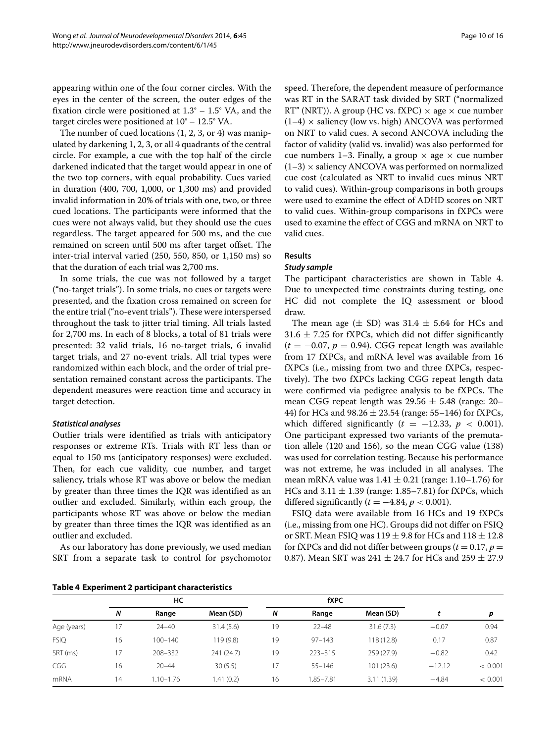appearing within one of the four corner circles. With the eyes in the center of the screen, the outer edges of the fixation circle were positioned at 1.3° – 1.5° VA, and the target circles were positioned at 10° – 12.5° VA.

The number of cued locations (1, 2, 3, or 4) was manipulated by darkening 1, 2, 3, or all 4 quadrants of the central circle. For example, a cue with the top half of the circle darkened indicated that the target would appear in one of the two top corners, with equal probability. Cues varied in duration (400, 700, 1,000, or 1,300 ms) and provided invalid information in 20% of trials with one, two, or three cued locations. The participants were informed that the cues were not always valid, but they should use the cues regardless. The target appeared for 500 ms, and the cue remained on screen until 500 ms after target offset. The inter-trial interval varied (250, 550, 850, or 1,150 ms) so that the duration of each trial was 2,700 ms.

In some trials, the cue was not followed by a target ("no-target trials"). In some trials, no cues or targets were presented, and the fixation cross remained on screen for the entire trial ("no-event trials"). These were interspersed throughout the task to jitter trial timing. All trials lasted for 2,700 ms. In each of 8 blocks, a total of 81 trials were presented: 32 valid trials, 16 no-target trials, 6 invalid target trials, and 27 no-event trials. All trial types were randomized within each block, and the order of trial presentation remained constant across the participants. The dependent measures were reaction time and accuracy in target detection.

### *Statistical analyses*

Outlier trials were identified as trials with anticipatory responses or extreme RTs. Trials with RT less than or equal to 150 ms (anticipatory responses) were excluded. Then, for each cue validity, cue number, and target saliency, trials whose RT was above or below the median by greater than three times the IQR was identified as an outlier and excluded. Similarly, within each group, the participants whose RT was above or below the median by greater than three times the IQR was identified as an outlier and excluded.

As our laboratory has done previously, we used median SRT from a separate task to control for psychomotor speed. Therefore, the dependent measure of performance was RT in the SARAT task divided by SRT ("normalized RT" (NRT)). A group (HC vs. fXPC) × age × cue number (1–4) × saliency (low vs. high) ANCOVA was performed on NRT to valid cues. A second ANCOVA including the factor of validity (valid vs. invalid) was also performed for cue numbers 1–3. Finally, a group × age × cue number (1–3) × saliency ANCOVA was performed on normalized cue cost (calculated as NRT to invalid cues minus NRT to valid cues). Within-group comparisons in both groups were used to examine the effect of ADHD scores on NRT to valid cues. Within-group comparisons in fXPCs were used to examine the effect of CGG and mRNA on NRT to valid cues.

## Results

### *Study sample*

The participant characteristics are shown in Table 4. Due to unexpected time constraints during testing, one HC did not complete the IQ assessment or blood draw.

The mean age (± SD) was 31.4 ± 5.64 for HCs and 31.6 ± 7.25 for fXPCs, which did not differ significantly ($t = -0.07$, $p = 0.94$). CGG repeat length was available from 17 fXPCs, and mRNA level was available from 16 fXPCs (i.e., missing from two and three fXPCs, respectively). The two fXPCs lacking CGG repeat length data were confirmed via pedigree analysis to be fXPCs. The mean CGG repeat length was 29.56 ± 5.48 (range: 20–44) for HCs and 98.26 ± 23.54 (range: 55–146) for fXPCs, which differed significantly ($t = -12.33$, $p < 0.001$). One participant expressed two variants of the premutation allele (120 and 156), so the mean CGG value (138) was used for correlation testing. Because his performance was not extreme, he was included in all analyses. The mean mRNA value was 1.41 ± 0.21 (range: 1.10–1.76) for HCs and 3.11 ± 1.39 (range: 1.85–7.81) for fXPCs, which differed significantly ($t = -4.84$, $p < 0.001$).

FSIQ data were available from 16 HCs and 19 fXPCs (i.e., missing from one HC). Groups did not differ on FSIQ or SRT. Mean FSIQ was 119 ± 9.8 for HCs and 118 ± 12.8 for fXPCs and did not differ between groups ($t = 0.17$, $p = 0.87$). Mean SRT was 241 ± 24.7 for HCs and 259 ± 27.9

**Table 4 Experiment 2 participant characteristics**

| | HC | | | fXPC | | | | |
|---|---|---|---|---|---|---|---|---|
| | *N* | Range | Mean (SD) | *N* | Range | Mean (SD) | *t* | *p* |
| Age (years) | 17 | 24–40 | 31.4 (5.6) | 19 | 22–48 | 31.6 (7.3) | −0.07 | 0.94 |
| FSIQ | 16 | 100–140 | 119 (9.8) | 19 | 97–143 | 118 (12.8) | 0.17 | 0.87 |
| SRT (ms) | 17 | 208–332 | 241 (24.7) | 19 | 223–315 | 259 (27.9) | −0.82 | 0.42 |
| CGG | 16 | 20–44 | 30 (5.5) | 17 | 55–146 | 101 (23.6) | −12.12 | < 0.001 |
| mRNA | 14 | 1.10–1.76 | 1.41 (0.2) | 16 | 1.85–7.81 | 3.11 (1.39) | −4.84 | < 0.001 |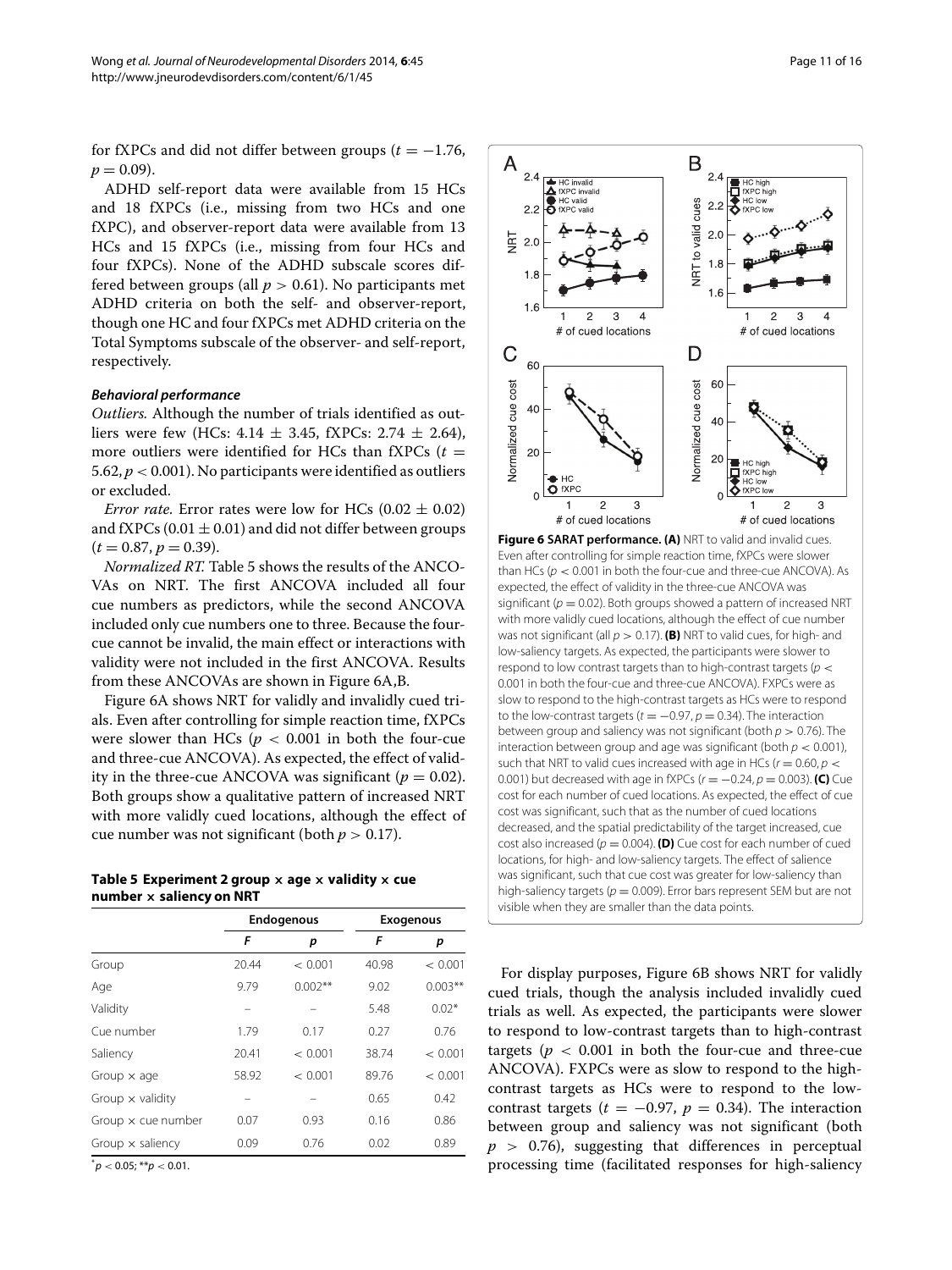for fXPCs and did not differ between groups ($t = -1.76$, $p = 0.09$).

ADHD self-report data were available from 15 HCs and 18 fXPCs (i.e., missing from two HCs and one fXPC), and observer-report data were available from 13 HCs and 15 fXPCs (i.e., missing from four HCs and four fXPCs). None of the ADHD subscale scores differed between groups (all $p > 0.61$). No participants met ADHD criteria on both the self- and observer-report, though one HC and four fXPCs met ADHD criteria on the Total Symptoms subscale of the observer- and self-report, respectively.

#### Behavioral performance

*Outliers.* Although the number of trials identified as outliers were few (HCs: $4.14 \pm 3.45$, fXPCs: $2.74 \pm 2.64$), more outliers were identified for HCs than fXPCs ($t = 5.62, p < 0.001$). No participants were identified as outliers or excluded.

*Error rate.* Error rates were low for HCs ($0.02 \pm 0.02$) and fXPCs ($0.01 \pm 0.01$) and did not differ between groups ($t = 0.87, p = 0.39$).

*Normalized RT.* Table 5 shows the results of the ANCOVAs on NRT. The first ANCOVA included all four cue numbers as predictors, while the second ANCOVA included only cue numbers one to three. Because the four-cue cannot be invalid, the main effect or interactions with validity were not included in the first ANCOVA. Results from these ANCOVAs are shown in Figure 6A,B.

Figure 6A shows NRT for validly and invalidly cued trials. Even after controlling for simple reaction time, fXPCs were slower than HCs ($p < 0.001$ in both the four-cue and three-cue ANCOVA). As expected, the effect of validity in the three-cue ANCOVA was significant ($p = 0.02$). Both groups show a qualitative pattern of increased NRT with more validly cued locations, although the effect of cue number was not significant (both $p > 0.17$).

**Table 5 Experiment 2 group × age × validity × cue number × saliency on NRT**

| | Endogenous | | Exogenous | |
|---|---|---|---|---|
| | *F* | *p* | *F* | *p* |
| Group | 20.44 | < 0.001 | 40.98 | < 0.001 |
| Age | 9.79 | 0.002** | 9.02 | 0.003** |
| Validity | – | – | 5.48 | 0.02* |
| Cue number | 1.79 | 0.17 | 0.27 | 0.76 |
| Saliency | 20.41 | < 0.001 | 38.74 | < 0.001 |
| Group × age | 58.92 | < 0.001 | 89.76 | < 0.001 |
| Group × validity | – | – | 0.65 | 0.42 |
| Group × cue number | 0.07 | 0.93 | 0.16 | 0.86 |
| Group × saliency | 0.09 | 0.76 | 0.02 | 0.89 |

*$p < 0.05$; **$p < 0.01$.

A
2.4
2.2
2.0
1.8
1.6
NRT
HC invalid
fXPC invalid
HC valid
fXPC valid
1 2 3 4
# of cued locations

B
2.4
2.2
2.0
1.8
1.6
NRT to valid cues
HC high
fXPC high
HC low
fXPC low
1 2 3 4
# of cued locations

C
60
40
20
0
Normalized cue cost
HC
fXPC
1 2 3
# of cued locations

D
60
40
20
0
Normalized cue cost
HC high
fXPC high
HC low
fXPC low
1 2 3
# of cued locations

**Figure 6 SARAT performance. (A)** NRT to valid and invalid cues. Even after controlling for simple reaction time, fXPCs were slower than HCs ($p < 0.001$ in both the four-cue and three-cue ANCOVA). As expected, the effect of validity in the three-cue ANCOVA was significant ($p = 0.02$). Both groups showed a pattern of increased NRT with more validly cued locations, although the effect of cue number was not significant (all $p > 0.17$). **(B)** NRT to valid cues, for high- and low-saliency targets. As expected, the participants were slower to respond to low contrast targets than to high-contrast targets ($p < 0.001$ in both the four-cue and three-cue ANCOVA). FXPCs were as slow to respond to the high-contrast targets as HCs were to respond to the low-contrast targets ($t = -0.97, p = 0.34$). The interaction between group and saliency was not significant (both $p > 0.76$). The interaction between group and age was significant (both $p < 0.001$), such that NRT to valid cues increased with age in HCs ($r = 0.60, p < 0.001$) but decreased with age in fXPCs ($r = -0.24, p = 0.003$). **(C)** Cue cost for each number of cued locations. As expected, the effect of cue cost was significant, such that as the number of cued locations decreased, and the spatial predictability of the target increased, cue cost also increased ($p = 0.004$). **(D)** Cue cost for each number of cued locations, for high- and low-saliency targets. The effect of salience was significant, such that cue cost was greater for low-saliency than high-saliency targets ($p = 0.009$). Error bars represent SEM but are not visible when they are smaller than the data points.

For display purposes, Figure 6B shows NRT for validly cued trials, though the analysis included invalidly cued trials as well. As expected, the participants were slower to respond to low-contrast targets than to high-contrast targets ($p < 0.001$ in both the four-cue and three-cue ANCOVA). FXPCs were as slow to respond to the high-contrast targets as HCs were to respond to the low-contrast targets ($t = -0.97$, $p = 0.34$). The interaction between group and saliency was not significant (both $p > 0.76$), suggesting that differences in perceptual processing time (facilitated responses for high-saliency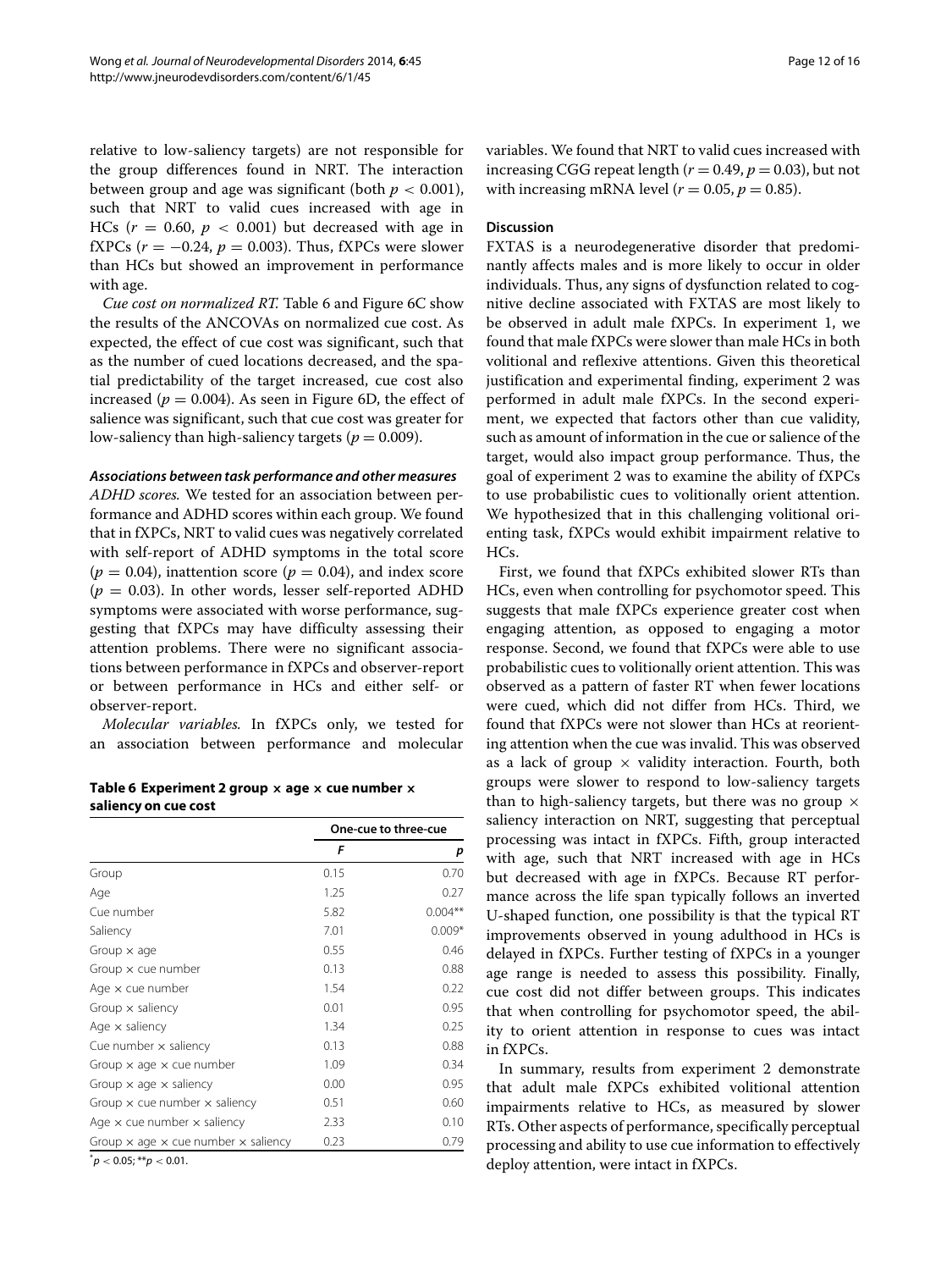relative to low-saliency targets) are not responsible for the group differences found in NRT. The interaction between group and age was significant (both $p < 0.001$), such that NRT to valid cues increased with age in HCs ($r = 0.60$, $p < 0.001$) but decreased with age in fXPCs ($r = -0.24$, $p = 0.003$). Thus, fXPCs were slower than HCs but showed an improvement in performance with age.

*Cue cost on normalized RT.* Table 6 and Figure 6C show the results of the ANCOVAs on normalized cue cost. As expected, the effect of cue cost was significant, such that as the number of cued locations decreased, and the spatial predictability of the target increased, cue cost also increased ($p = 0.004$). As seen in Figure 6D, the effect of salience was significant, such that cue cost was greater for low-saliency than high-saliency targets ($p = 0.009$).

#### *Associations between task performance and other measures*

*ADHD scores.* We tested for an association between performance and ADHD scores within each group. We found that in fXPCs, NRT to valid cues was negatively correlated with self-report of ADHD symptoms in the total score ($p = 0.04$), inattention score ($p = 0.04$), and index score ($p = 0.03$). In other words, lesser self-reported ADHD symptoms were associated with worse performance, suggesting that fXPCs may have difficulty assessing their attention problems. There were no significant associations between performance in fXPCs and observer-report or between performance in HCs and either self- or observer-report.

*Molecular variables.* In fXPCs only, we tested for an association between performance and molecular variables. We found that NRT to valid cues increased with increasing CGG repeat length ($r = 0.49$, $p = 0.03$), but not with increasing mRNA level ($r = 0.05$, $p = 0.85$).

**Table 6 Experiment 2 group × age × cue number × saliency on cue cost**

| | One-cue to three-cue | |
|---|---|---|
| | *F* | *p* |
| Group | 0.15 | 0.70 |
| Age | 1.25 | 0.27 |
| Cue number | 5.82 | 0.004** |
| Saliency | 7.01 | 0.009* |
| Group × age | 0.55 | 0.46 |
| Group × cue number | 0.13 | 0.88 |
| Age × cue number | 1.54 | 0.22 |
| Group × saliency | 0.01 | 0.95 |
| Age × saliency | 1.34 | 0.25 |
| Cue number × saliency | 0.13 | 0.88 |
| Group × age × cue number | 1.09 | 0.34 |
| Group × age × saliency | 0.00 | 0.95 |
| Group × cue number × saliency | 0.51 | 0.60 |
| Age × cue number × saliency | 2.33 | 0.10 |
| Group × age × cue number × saliency | 0.23 | 0.79 |

*$p < 0.05$; **$p < 0.01$.

## Discussion

FXTAS is a neurodegenerative disorder that predominantly affects males and is more likely to occur in older individuals. Thus, any signs of dysfunction related to cognitive decline associated with FXTAS are most likely to be observed in adult male fXPCs. In experiment 1, we found that male fXPCs were slower than male HCs in both volitional and reflexive attentions. Given this theoretical justification and experimental finding, experiment 2 was performed in adult male fXPCs. In the second experiment, we expected that factors other than cue validity, such as amount of information in the cue or salience of the target, would also impact group performance. Thus, the goal of experiment 2 was to examine the ability of fXPCs to use probabilistic cues to volitionally orient attention. We hypothesized that in this challenging volitional orienting task, fXPCs would exhibit impairment relative to HCs.

First, we found that fXPCs exhibited slower RTs than HCs, even when controlling for psychomotor speed. This suggests that male fXPCs experience greater cost when engaging attention, as opposed to engaging a motor response. Second, we found that fXPCs were able to use probabilistic cues to volitionally orient attention. This was observed as a pattern of faster RT when fewer locations were cued, which did not differ from HCs. Third, we found that fXPCs were not slower than HCs at reorienting attention when the cue was invalid. This was observed as a lack of group × validity interaction. Fourth, both groups were slower to respond to low-saliency targets than to high-saliency targets, but there was no group × saliency interaction on NRT, suggesting that perceptual processing was intact in fXPCs. Fifth, group interacted with age, such that NRT increased with age in HCs but decreased with age in fXPCs. Because RT performance across the life span typically follows an inverted U-shaped function, one possibility is that the typical RT improvements observed in young adulthood in HCs is delayed in fXPCs. Further testing of fXPCs in a younger age range is needed to assess this possibility. Finally, cue cost did not differ between groups. This indicates that when controlling for psychomotor speed, the ability to orient attention in response to cues was intact in fXPCs.

In summary, results from experiment 2 demonstrate that adult male fXPCs exhibited volitional attention impairments relative to HCs, as measured by slower RTs. Other aspects of performance, specifically perceptual processing and ability to use cue information to effectively deploy attention, were intact in fXPCs.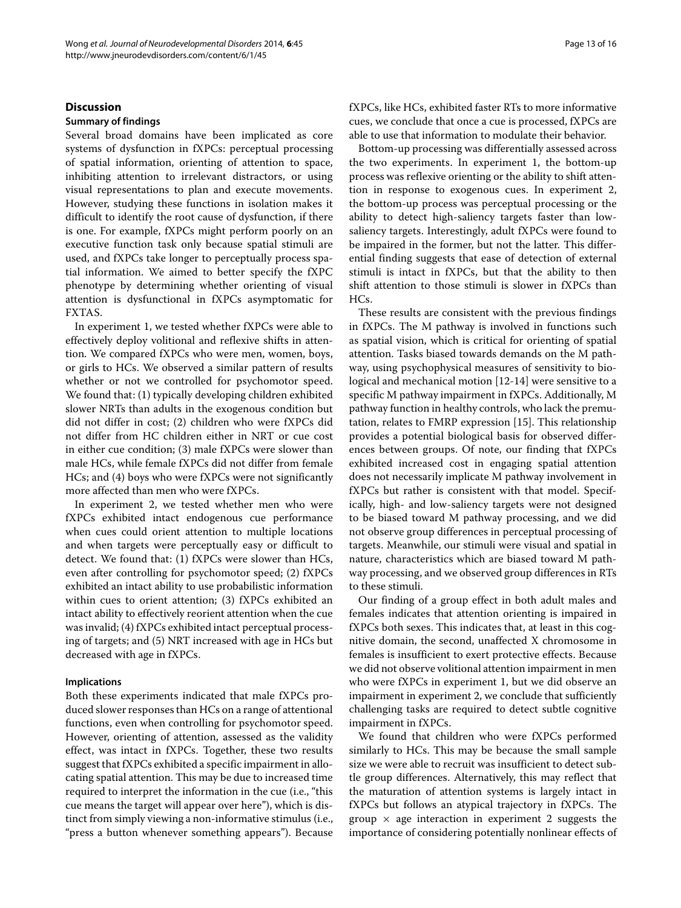## Discussion

### Summary of findings

Several broad domains have been implicated as core systems of dysfunction in fXPCs: perceptual processing of spatial information, orienting of attention to space, inhibiting attention to irrelevant distractors, or using visual representations to plan and execute movements. However, studying these functions in isolation makes it difficult to identify the root cause of dysfunction, if there is one. For example, fXPCs might perform poorly on an executive function task only because spatial stimuli are used, and fXPCs take longer to perceptually process spatial information. We aimed to better specify the fXPC phenotype by determining whether orienting of visual attention is dysfunctional in fXPCs asymptomatic for FXTAS.

In experiment 1, we tested whether fXPCs were able to effectively deploy volitional and reflexive shifts in attention. We compared fXPCs who were men, women, boys, or girls to HCs. We observed a similar pattern of results whether or not we controlled for psychomotor speed. We found that: (1) typically developing children exhibited slower NRTs than adults in the exogenous condition but did not differ in cost; (2) children who were fXPCs did not differ from HC children either in NRT or cue cost in either cue condition; (3) male fXPCs were slower than male HCs, while female fXPCs did not differ from female HCs; and (4) boys who were fXPCs were not significantly more affected than men who were fXPCs.

In experiment 2, we tested whether men who were fXPCs exhibited intact endogenous cue performance when cues could orient attention to multiple locations and when targets were perceptually easy or difficult to detect. We found that: (1) fXPCs were slower than HCs, even after controlling for psychomotor speed; (2) fXPCs exhibited an intact ability to use probabilistic information within cues to orient attention; (3) fXPCs exhibited an intact ability to effectively reorient attention when the cue was invalid; (4) fXPCs exhibited intact perceptual processing of targets; and (5) NRT increased with age in HCs but decreased with age in fXPCs.

### Implications

Both these experiments indicated that male fXPCs produced slower responses than HCs on a range of attentional functions, even when controlling for psychomotor speed. However, orienting of attention, assessed as the validity effect, was intact in fXPCs. Together, these two results suggest that fXPCs exhibited a specific impairment in allocating spatial attention. This may be due to increased time required to interpret the information in the cue (i.e., "this cue means the target will appear over here"), which is distinct from simply viewing a non-informative stimulus (i.e., "press a button whenever something appears"). Because fXPCs, like HCs, exhibited faster RTs to more informative cues, we conclude that once a cue is processed, fXPCs are able to use that information to modulate their behavior.

Bottom-up processing was differentially assessed across the two experiments. In experiment 1, the bottom-up process was reflexive orienting or the ability to shift attention in response to exogenous cues. In experiment 2, the bottom-up process was perceptual processing or the ability to detect high-saliency targets faster than low-saliency targets. Interestingly, adult fXPCs were found to be impaired in the former, but not the latter. This differential finding suggests that ease of detection of external stimuli is intact in fXPCs, but that the ability to then shift attention to those stimuli is slower in fXPCs than HCs.

These results are consistent with the previous findings in fXPCs. The M pathway is involved in functions such as spatial vision, which is critical for orienting of spatial attention. Tasks biased towards demands on the M pathway, using psychophysical measures of sensitivity to biological and mechanical motion [12-14] were sensitive to a specific M pathway impairment in fXPCs. Additionally, M pathway function in healthy controls, who lack the premutation, relates to FMRP expression [15]. This relationship provides a potential biological basis for observed differences between groups. Of note, our finding that fXPCs exhibited increased cost in engaging spatial attention does not necessarily implicate M pathway involvement in fXPCs but rather is consistent with that model. Specifically, high- and low-saliency targets were not designed to be biased toward M pathway processing, and we did not observe group differences in perceptual processing of targets. Meanwhile, our stimuli were visual and spatial in nature, characteristics which are biased toward M pathway processing, and we observed group differences in RTs to these stimuli.

Our finding of a group effect in both adult males and females indicates that attention orienting is impaired in fXPCs both sexes. This indicates that, at least in this cognitive domain, the second, unaffected X chromosome in females is insufficient to exert protective effects. Because we did not observe volitional attention impairment in men who were fXPCs in experiment 1, but we did observe an impairment in experiment 2, we conclude that sufficiently challenging tasks are required to detect subtle cognitive impairment in fXPCs.

We found that children who were fXPCs performed similarly to HCs. This may be because the small sample size we were able to recruit was insufficient to detect subtle group differences. Alternatively, this may reflect that the maturation of attention systems is largely intact in fXPCs but follows an atypical trajectory in fXPCs. The group $\times$ age interaction in experiment 2 suggests the importance of considering potentially nonlinear effects of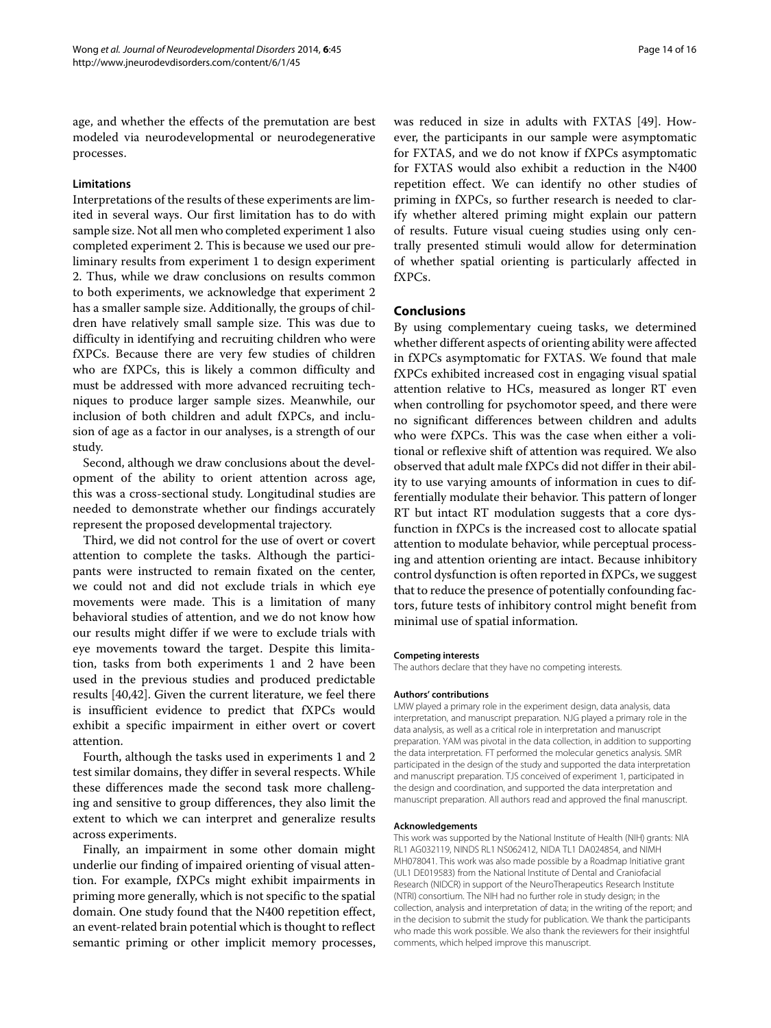age, and whether the effects of the premutation are best modeled via neurodevelopmental or neurodegenerative processes.

### Limitations

Interpretations of the results of these experiments are limited in several ways. Our first limitation has to do with sample size. Not all men who completed experiment 1 also completed experiment 2. This is because we used our preliminary results from experiment 1 to design experiment 2. Thus, while we draw conclusions on results common to both experiments, we acknowledge that experiment 2 has a smaller sample size. Additionally, the groups of children have relatively small sample size. This was due to difficulty in identifying and recruiting children who were fXPCs. Because there are very few studies of children who are fXPCs, this is likely a common difficulty and must be addressed with more advanced recruiting techniques to produce larger sample sizes. Meanwhile, our inclusion of both children and adult fXPCs, and inclusion of age as a factor in our analyses, is a strength of our study.

Second, although we draw conclusions about the development of the ability to orient attention across age, this was a cross-sectional study. Longitudinal studies are needed to demonstrate whether our findings accurately represent the proposed developmental trajectory.

Third, we did not control for the use of overt or covert attention to complete the tasks. Although the participants were instructed to remain fixated on the center, we could not and did not exclude trials in which eye movements were made. This is a limitation of many behavioral studies of attention, and we do not know how our results might differ if we were to exclude trials with eye movements toward the target. Despite this limitation, tasks from both experiments 1 and 2 have been used in the previous studies and produced predictable results [40,42]. Given the current literature, we feel there is insufficient evidence to predict that fXPCs would exhibit a specific impairment in either overt or covert attention.

Fourth, although the tasks used in experiments 1 and 2 test similar domains, they differ in several respects. While these differences made the second task more challenging and sensitive to group differences, they also limit the extent to which we can interpret and generalize results across experiments.

Finally, an impairment in some other domain might underlie our finding of impaired orienting of visual attention. For example, fXPCs might exhibit impairments in priming more generally, which is not specific to the spatial domain. One study found that the N400 repetition effect, an event-related brain potential which is thought to reflect semantic priming or other implicit memory processes, was reduced in size in adults with FXTAS [49]. However, the participants in our sample were asymptomatic for FXTAS, and we do not know if fXPCs asymptomatic for FXTAS would also exhibit a reduction in the N400 repetition effect. We can identify no other studies of priming in fXPCs, so further research is needed to clarify whether altered priming might explain our pattern of results. Future visual cueing studies using only centrally presented stimuli would allow for determination of whether spatial orienting is particularly affected in fXPCs.

## Conclusions

By using complementary cueing tasks, we determined whether different aspects of orienting ability were affected in fXPCs asymptomatic for FXTAS. We found that male fXPCs exhibited increased cost in engaging visual spatial attention relative to HCs, measured as longer RT even when controlling for psychomotor speed, and there were no significant differences between children and adults who were fXPCs. This was the case when either a volitional or reflexive shift of attention was required. We also observed that adult male fXPCs did not differ in their ability to use varying amounts of information in cues to differentially modulate their behavior. This pattern of longer RT but intact RT modulation suggests that a core dysfunction in fXPCs is the increased cost to allocate spatial attention to modulate behavior, while perceptual processing and attention orienting are intact. Because inhibitory control dysfunction is often reported in fXPCs, we suggest that to reduce the presence of potentially confounding factors, future tests of inhibitory control might benefit from minimal use of spatial information.

#### Competing interests

The authors declare that they have no competing interests.

#### Authors' contributions

LMW played a primary role in the experiment design, data analysis, data interpretation, and manuscript preparation. NJG played a primary role in the data analysis, as well as a critical role in interpretation and manuscript preparation. YAM was pivotal in the data collection, in addition to supporting the data interpretation. FT performed the molecular genetics analysis. SMR participated in the design of the study and supported the data interpretation and manuscript preparation. TJS conceived of experiment 1, participated in the design and coordination, and supported the data interpretation and manuscript preparation. All authors read and approved the final manuscript.

#### Acknowledgements

This work was supported by the National Institute of Health (NIH) grants: NIA RL1 AG032119, NINDS RL1 NS062412, NIDA TL1 DA024854, and NIMH MH078041. This work was also made possible by a Roadmap Initiative grant (UL1 DE019583) from the National Institute of Dental and Craniofacial Research (NIDCR) in support of the NeuroTherapeutics Research Institute (NTRI) consortium. The NIH had no further role in study design; in the collection, analysis and interpretation of data; in the writing of the report; and in the decision to submit the study for publication. We thank the participants who made this work possible. We also thank the reviewers for their insightful comments, which helped improve this manuscript.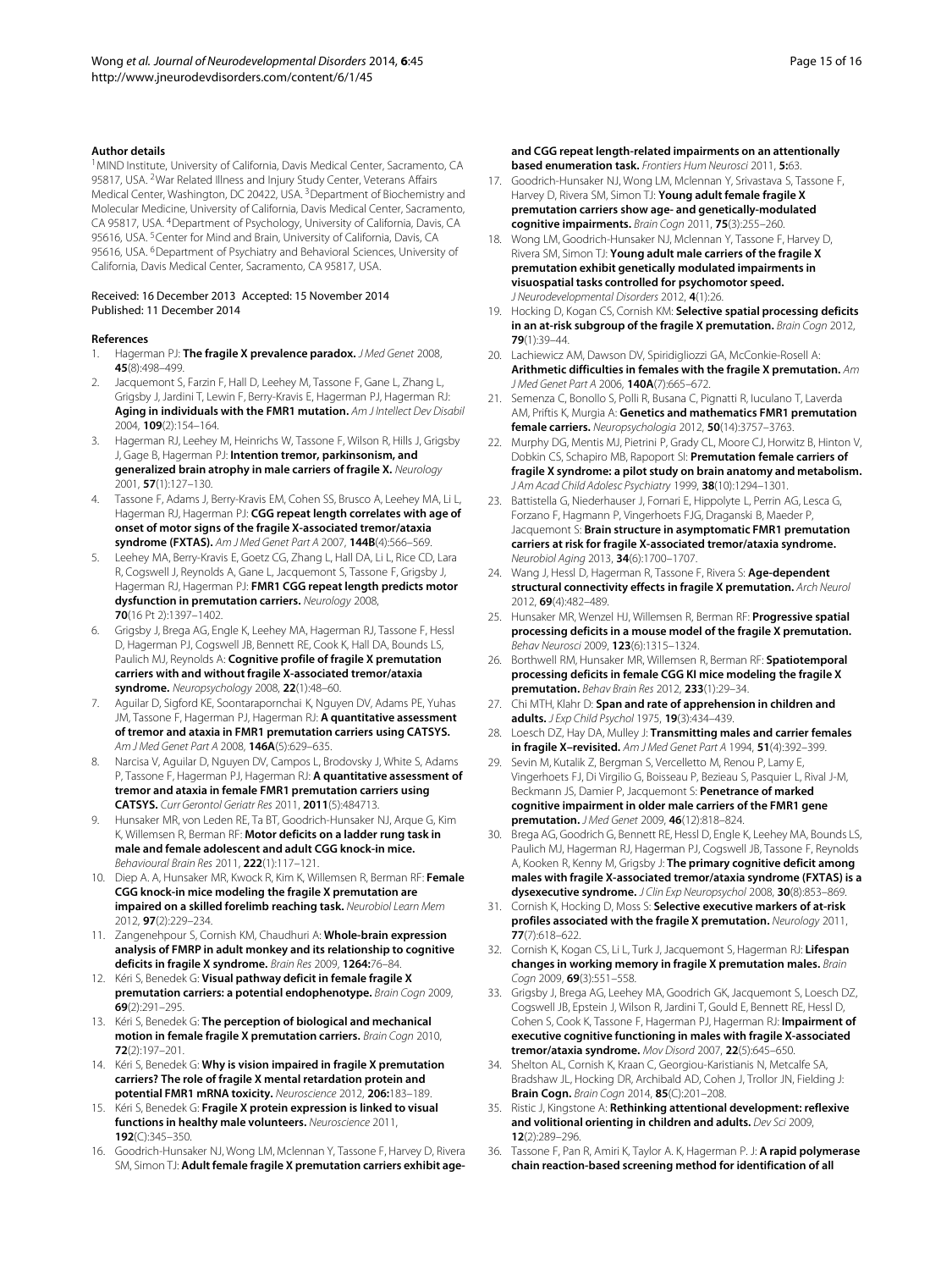### Author details

[1]MIND Institute, University of California, Davis Medical Center, Sacramento, CA 95817, USA. [2]War Related Illness and Injury Study Center, Veterans Affairs Medical Center, Washington, DC 20422, USA. [3]Department of Biochemistry and Molecular Medicine, University of California, Davis Medical Center, Sacramento, CA 95817, USA. [4]Department of Psychology, University of California, Davis, CA 95616, USA. [5]Center for Mind and Brain, University of California, Davis, CA 95616, USA. [6]Department of Psychiatry and Behavioral Sciences, University of California, Davis Medical Center, Sacramento, CA 95817, USA.

Received: 16 December 2013 Accepted: 15 November 2014
Published: 11 December 2014

### References

1. Hagerman PJ: **The fragile X prevalence paradox.** *J Med Genet* 2008, **45**(8):498–499.
2. Jacquemont S, Farzin F, Hall D, Leehey M, Tassone F, Gane L, Zhang L, Grigsby J, Jardini T, Lewin F, Berry-Kravis E, Hagerman PJ, Hagerman RJ: **Aging in individuals with the FMR1 mutation.** *Am J Intellect Dev Disabil* 2004, **109**(2):154–164.
3. Hagerman RJ, Leehey M, Heinrichs W, Tassone F, Wilson R, Hills J, Grigsby J, Gage B, Hagerman PJ: **Intention tremor, parkinsonism, and generalized brain atrophy in male carriers of fragile X.** *Neurology* 2001, **57**(1):127–130.
4. Tassone F, Adams J, Berry-Kravis EM, Cohen SS, Brusco A, Leehey MA, Li L, Hagerman RJ, Hagerman PJ: **CGG repeat length correlates with age of onset of motor signs of the fragile X-associated tremor/ataxia syndrome (FXTAS).** *Am J Med Genet Part A* 2007, **144B**(4):566–569.
5. Leehey MA, Berry-Kravis E, Goetz CG, Zhang L, Hall DA, Li L, Rice CD, Lara R, Cogswell J, Reynolds A, Gane L, Jacquemont S, Tassone F, Grigsby J, Hagerman RJ, Hagerman PJ: **FMR1 CGG repeat length predicts motor dysfunction in premutation carriers.** *Neurology* 2008, **70**(16 Pt 2):1397–1402.
6. Grigsby J, Brega AG, Engle K, Leehey MA, Hagerman RJ, Tassone F, Hessl D, Hagerman PJ, Cogswell JB, Bennett RE, Cook K, Hall DA, Bounds LS, Paulich MJ, Reynolds A: **Cognitive profile of fragile X premutation carriers with and without fragile X-associated tremor/ataxia syndrome.** *Neuropsychology* 2008, **22**(1):48–60.
7. Aguilar D, Sigford KE, Soontarapornchai K, Nguyen DV, Adams PE, Yuhas JM, Tassone F, Hagerman PJ, Hagerman RJ: **A quantitative assessment of tremor and ataxia in FMR1 premutation carriers using CATSYS.** *Am J Med Genet Part A* 2008, **146A**(5):629–635.
8. Narcisa V, Aguilar D, Nguyen DV, Campos L, Brodovsky J, White S, Adams P, Tassone F, Hagerman PJ, Hagerman RJ: **A quantitative assessment of tremor and ataxia in female FMR1 premutation carriers using CATSYS.** *Curr Gerontol Geriatr Res* 2011, **2011**(5):484713.
9. Hunsaker MR, von Leden RE, Ta BT, Goodrich-Hunsaker NJ, Arque G, Kim K, Willemsen R, Berman RF: **Motor deficits on a ladder rung task in male and female adolescent and adult CGG knock-in mice.** *Behavioural Brain Res* 2011, **222**(1):117–121.
10. Diep A. A, Hunsaker MR, Kwock R, Kim K, Willemsen R, Berman RF: **Female CGG knock-in mice modeling the fragile X premutation are impaired on a skilled forelimb reaching task.** *Neurobiol Learn Mem* 2012, **97**(2):229–234.
11. Zangenehpour S, Cornish KM, Chaudhuri A: **Whole-brain expression analysis of FMRP in adult monkey and its relationship to cognitive deficits in fragile X syndrome.** *Brain Res* 2009, **1264:**76–84.
12. Kéri S, Benedek G: **Visual pathway deficit in female fragile X premutation carriers: a potential endophenotype.** *Brain Cogn* 2009, **69**(2):291–295.
13. Kéri S, Benedek G: **The perception of biological and mechanical motion in female fragile X premutation carriers.** *Brain Cogn* 2010, **72**(2):197–201.
14. Kéri S, Benedek G: **Why is vision impaired in fragile X premutation carriers? The role of fragile X mental retardation protein and potential FMR1 mRNA toxicity.** *Neuroscience* 2012, **206:**183–189.
15. Kéri S, Benedek G: **Fragile X protein expression is linked to visual functions in healthy male volunteers.** *Neuroscience* 2011, **192**(C):345–350.
16. Goodrich-Hunsaker NJ, Wong LM, Mclennan Y, Tassone F, Harvey D, Rivera SM, Simon TJ: **Adult female fragile X premutation carriers exhibit age- and CGG repeat length-related impairments on an attentionally based enumeration task.** *Frontiers Hum Neurosci* 2011, **5:**63.
17. Goodrich-Hunsaker NJ, Wong LM, Mclennan Y, Srivastava S, Tassone F, Harvey D, Rivera SM, Simon TJ: **Young adult female fragile X premutation carriers show age- and genetically-modulated cognitive impairments.** *Brain Cogn* 2011, **75**(3):255–260.
18. Wong LM, Goodrich-Hunsaker NJ, Mclennan Y, Tassone F, Harvey D, Rivera SM, Simon TJ: **Young adult male carriers of the fragile X premutation exhibit genetically modulated impairments in visuospatial tasks controlled for psychomotor speed.** *J Neurodevelopmental Disorders* 2012, **4**(1):26.
19. Hocking D, Kogan CS, Cornish KM: **Selective spatial processing deficits in an at-risk subgroup of the fragile X premutation.** *Brain Cogn* 2012, **79**(1):39–44.
20. Lachiewicz AM, Dawson DV, Spiridigliozzi GA, McConkie-Rosell A: **Arithmetic difficulties in females with the fragile X premutation.** *Am J Med Genet Part A* 2006, **140A**(7):665–672.
21. Semenza C, Bonollo S, Polli R, Busana C, Pignatti R, Iuculano T, Laverda AM, Priftis K, Murgia A: **Genetics and mathematics FMR1 premutation female carriers.** *Neuropsychologia* 2012, **50**(14):3757–3763.
22. Murphy DG, Mentis MJ, Pietrini P, Grady CL, Moore CJ, Horwitz B, Hinton V, Dobkin CS, Schapiro MB, Rapoport SI: **Premutation female carriers of fragile X syndrome: a pilot study on brain anatomy and metabolism.** *J Am Acad Child Adolesc Psychiatry* 1999, **38**(10):1294–1301.
23. Battistella G, Niederhauser J, Fornari E, Hippolyte L, Perrin AG, Lesca G, Forzano F, Hagmann P, Vingerhoets FJG, Draganski B, Maeder P, Jacquemont S: **Brain structure in asymptomatic FMR1 premutation carriers at risk for fragile X-associated tremor/ataxia syndrome.** *Neurobiol Aging* 2013, **34**(6):1700–1707.
24. Wang J, Hessl D, Hagerman R, Tassone F, Rivera S: **Age-dependent structural connectivity effects in fragile X premutation.** *Arch Neurol* 2012, **69**(4):482–489.
25. Hunsaker MR, Wenzel HJ, Willemsen R, Berman RF: **Progressive spatial processing deficits in a mouse model of the fragile X premutation.** *Behav Neurosci* 2009, **123**(6):1315–1324.
26. Borthwell RM, Hunsaker MR, Willemsen R, Berman RF: **Spatiotemporal processing deficits in female CGG KI mice modeling the fragile X premutation.** *Behav Brain Res* 2012, **233**(1):29–34.
27. Chi MTH, Klahr D: **Span and rate of apprehension in children and adults.** *J Exp Child Psychol* 1975, **19**(3):434–439.
28. Loesch DZ, Hay DA, Mulley J: **Transmitting males and carrier females in fragile X–revisited.** *Am J Med Genet Part A* 1994, **51**(4):392–399.
29. Sevin M, Kutalik Z, Bergman S, Vercelletto M, Renou P, Lamy E, Vingerhoets FJ, Di Virgilio G, Boisseau P, Bezieau S, Pasquier L, Rival J-M, Beckmann JS, Damier P, Jacquemont S: **Penetrance of marked cognitive impairment in older male carriers of the FMR1 gene premutation.** *J Med Genet* 2009, **46**(12):818–824.
30. Brega AG, Goodrich G, Bennett RE, Hessl D, Engle K, Leehey MA, Bounds LS, Paulich MJ, Hagerman RJ, Hagerman PJ, Cogswell JB, Tassone F, Reynolds A, Kooken R, Kenny M, Grigsby J: **The primary cognitive deficit among males with fragile X-associated tremor/ataxia syndrome (FXTAS) is a dysexecutive syndrome.** *J Clin Exp Neuropsychol* 2008, **30**(8):853–869.
31. Cornish K, Hocking D, Moss S: **Selective executive markers of at-risk profiles associated with the fragile X premutation.** *Neurology* 2011, **77**(7):618–622.
32. Cornish K, Kogan CS, Li L, Turk J, Jacquemont S, Hagerman RJ: **Lifespan changes in working memory in fragile X premutation males.** *Brain Cogn* 2009, **69**(3):551–558.
33. Grigsby J, Brega AG, Leehey MA, Goodrich GK, Jacquemont S, Loesch DZ, Cogswell JB, Epstein J, Wilson R, Jardini T, Gould E, Bennett RE, Hessl D, Cohen S, Cook K, Tassone F, Hagerman PJ, Hagerman RJ: **Impairment of executive cognitive functioning in males with fragile X-associated tremor/ataxia syndrome.** *Mov Disord* 2007, **22**(5):645–650.
34. Shelton AL, Cornish K, Kraan C, Georgiou-Karistianis N, Metcalfe SA, Bradshaw JL, Hocking DR, Archibald AD, Cohen J, Trollor JN, Fielding J: **Brain Cogn.** *Brain Cogn* 2014, **85**(C):201–208.
35. Ristic J, Kingstone A: **Rethinking attentional development: reflexive and volitional orienting in children and adults.** *Dev Sci* 2009, **12**(2):289–296.
36. Tassone F, Pan R, Amiri K, Taylor A. K, Hagerman P. J: **A rapid polymerase chain reaction-based screening method for identification of all**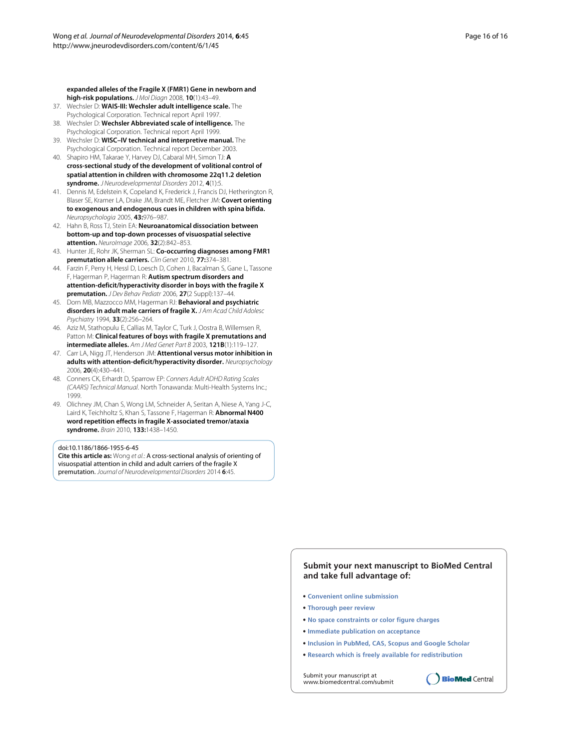**expanded alleles of the Fragile X (FMR1) Gene in newborn and high-risk populations.** *J Mol Diagn* 2008, **10**(1):43–49.

37. Wechsler D: **WAIS-III: Wechsler adult intelligence scale.** The Psychological Corporation. Technical report April 1997.
38. Wechsler D: **Wechsler Abbreviated scale of intelligence.** The Psychological Corporation. Technical report April 1999.
39. Wechsler D: **WISC–IV technical and interpretive manual.** The Psychological Corporation. Technical report December 2003.
40. Shapiro HM, Takarae Y, Harvey DJ, Cabaral MH, Simon TJ: **A cross-sectional study of the development of volitional control of spatial attention in children with chromosome 22q11.2 deletion syndrome.** *J Neurodevelopmental Disorders* 2012, **4**(1):5.
41. Dennis M, Edelstein K, Copeland K, Frederick J, Francis DJ, Hetherington R, Blaser SE, Kramer LA, Drake JM, Brandt ME, Fletcher JM: **Covert orienting to exogenous and endogenous cues in children with spina bifida.** *Neuropsychologia* 2005, **43:**976–987.
42. Hahn B, Ross TJ, Stein EA: **Neuroanatomical dissociation between bottom-up and top-down processes of visuospatial selective attention.** *NeuroImage* 2006, **32**(2):842–853.
43. Hunter JE, Rohr JK, Sherman SL: **Co-occurring diagnoses among FMR1 premutation allele carriers.** *Clin Genet* 2010, **77:**374–381.
44. Farzin F, Perry H, Hessl D, Loesch D, Cohen J, Bacalman S, Gane L, Tassone F, Hagerman P, Hagerman R: **Autism spectrum disorders and attention-deficit/hyperactivity disorder in boys with the fragile X premutation.** *J Dev Behav Pediatr* 2006, **27**(2 Suppl):137–44.
45. Dorn MB, Mazzocco MM, Hagerman RJ: **Behavioral and psychiatric disorders in adult male carriers of fragile X.** *J Am Acad Child Adolesc Psychiatry* 1994, **33**(2):256–264.
46. Aziz M, Stathopulu E, Callias M, Taylor C, Turk J, Oostra B, Willemsen R, Patton M: **Clinical features of boys with fragile X premutations and intermediate alleles.** *Am J Med Genet Part B* 2003, **121B**(1):119–127.
47. Carr LA, Nigg JT, Henderson JM: **Attentional versus motor inhibition in adults with attention-deficit/hyperactivity disorder.** *Neuropsychology* 2006, **20**(4):430–441.
48. Conners CK, Erhardt D, Sparrow EP: *Conners Adult ADHD Rating Scales (CAARS) Technical Manual*. North Tonawanda: Multi-Health Systems Inc.; 1999.
49. Olichney JM, Chan S, Wong LM, Schneider A, Seritan A, Niese A, Yang J-C, Laird K, Teichholtz S, Khan S, Tassone F, Hagerman R: **Abnormal N400 word repetition effects in fragile X-associated tremor/ataxia syndrome.** *Brain* 2010, **133:**1438–1450.

doi:10.1186/1866-1955-6-45
**Cite this article as:** Wong *et al.*: A cross-sectional analysis of orienting of visuospatial attention in child and adult carriers of the fragile X premutation. *Journal of Neurodevelopmental Disorders* 2014 **6**:45.

**Submit your next manuscript to BioMed Central and take full advantage of:**

- **Convenient online submission**
- **Thorough peer review**
- **No space constraints or color figure charges**
- **Immediate publication on acceptance**
- **Inclusion in PubMed, CAS, Scopus and Google Scholar**
- **Research which is freely available for redistribution**

Submit your manuscript at
www.biomedcentral.com/submit

BioMed Central